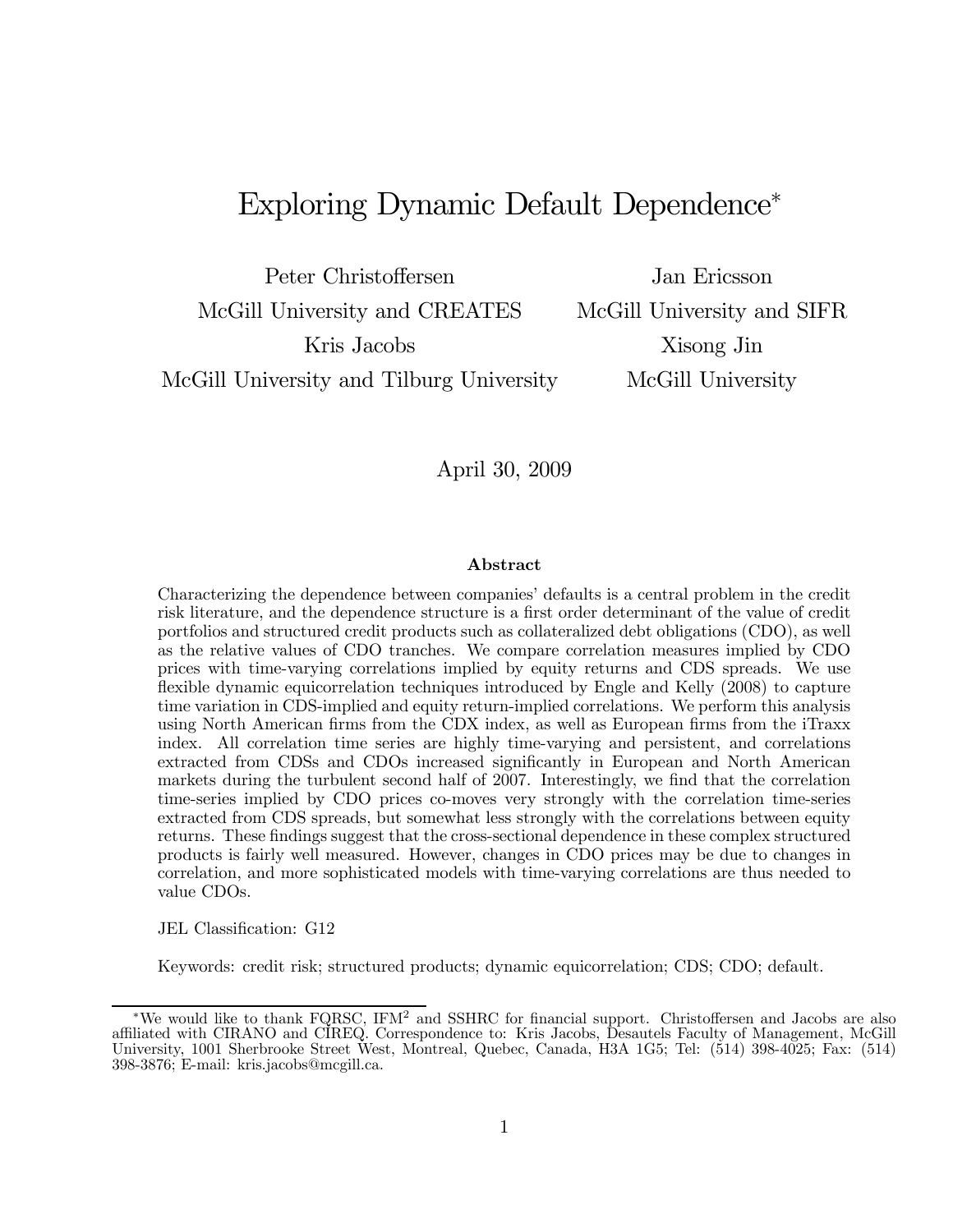# Exploring Dynamic Default Dependence*

Peter Christoffersen
McGill University and CREATES

Jan Ericsson
McGill University and SIFR

Kris Jacobs
McGill University and Tilburg University

Xisong Jin
McGill University

April 30, 2009

### Abstract

Characterizing the dependence between companies' defaults is a central problem in the credit risk literature, and the dependence structure is a first order determinant of the value of credit portfolios and structured credit products such as collateralized debt obligations (CDO), as well as the relative values of CDO tranches. We compare correlation measures implied by CDO prices with time-varying correlations implied by equity returns and CDS spreads. We use flexible dynamic equicorrelation techniques introduced by Engle and Kelly (2008) to capture time variation in CDS-implied and equity return-implied correlations. We perform this analysis using North American firms from the CDX index, as well as European firms from the iTraxx index. All correlation time series are highly time-varying and persistent, and correlations extracted from CDSs and CDOs increased significantly in European and North American markets during the turbulent second half of 2007. Interestingly, we find that the correlation time-series implied by CDO prices co-moves very strongly with the correlation time-series extracted from CDS spreads, but somewhat less strongly with the correlations between equity returns. These findings suggest that the cross-sectional dependence in these complex structured products is fairly well measured. However, changes in CDO prices may be due to changes in correlation, and more sophisticated models with time-varying correlations are thus needed to value CDOs.

JEL Classification: G12

Keywords: credit risk; structured products; dynamic equicorrelation; CDS; CDO; default.

*We would like to thank FQRSC, IFM$^2$ and SSHRC for financial support. Christoffersen and Jacobs are also affiliated with CIRANO and CIREQ. Correspondence to: Kris Jacobs, Desautels Faculty of Management, McGill University, 1001 Sherbrooke Street West, Montreal, Quebec, Canada, H3A 1G5; Tel: (514) 398-4025; Fax: (514) 398-3876; E-mail: kris.jacobs@mcgill.ca.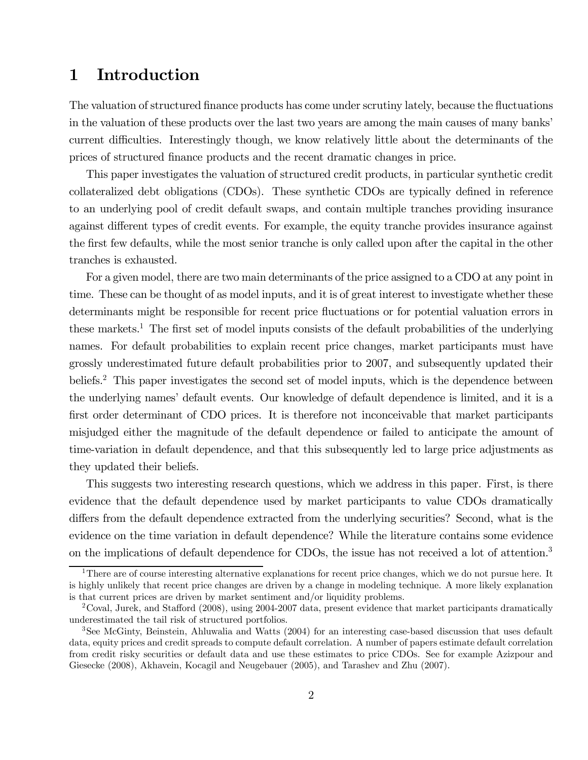# 1 Introduction

The valuation of structured finance products has come under scrutiny lately, because the fluctuations in the valuation of these products over the last two years are among the main causes of many banks' current difficulties. Interestingly though, we know relatively little about the determinants of the prices of structured finance products and the recent dramatic changes in price.

This paper investigates the valuation of structured credit products, in particular synthetic credit collateralized debt obligations (CDOs). These synthetic CDOs are typically defined in reference to an underlying pool of credit default swaps, and contain multiple tranches providing insurance against different types of credit events. For example, the equity tranche provides insurance against the first few defaults, while the most senior tranche is only called upon after the capital in the other tranches is exhausted.

For a given model, there are two main determinants of the price assigned to a CDO at any point in time. These can be thought of as model inputs, and it is of great interest to investigate whether these determinants might be responsible for recent price fluctuations or for potential valuation errors in these markets.[1] The first set of model inputs consists of the default probabilities of the underlying names. For default probabilities to explain recent price changes, market participants must have grossly underestimated future default probabilities prior to 2007, and subsequently updated their beliefs.[2] This paper investigates the second set of model inputs, which is the dependence between the underlying names' default events. Our knowledge of default dependence is limited, and it is a first order determinant of CDO prices. It is therefore not inconceivable that market participants misjudged either the magnitude of the default dependence or failed to anticipate the amount of time-variation in default dependence, and that this subsequently led to large price adjustments as they updated their beliefs.

This suggests two interesting research questions, which we address in this paper. First, is there evidence that the default dependence used by market participants to value CDOs dramatically differs from the default dependence extracted from the underlying securities? Second, what is the evidence on the time variation in default dependence? While the literature contains some evidence on the implications of default dependence for CDOs, the issue has not received a lot of attention.[3]

---

[1] There are of course interesting alternative explanations for recent price changes, which we do not pursue here. It is highly unlikely that recent price changes are driven by a change in modeling technique. A more likely explanation is that current prices are driven by market sentiment and/or liquidity problems.

[2] Coval, Jurek, and Stafford (2008), using 2004-2007 data, present evidence that market participants dramatically underestimated the tail risk of structured portfolios.

[3] See McGinty, Beinstein, Ahluwalia and Watts (2004) for an interesting case-based discussion that uses default data, equity prices and credit spreads to compute default correlation. A number of papers estimate default correlation from credit risky securities or default data and use these estimates to price CDOs. See for example Azizpour and Giesecke (2008), Akhavein, Kocagil and Neugebauer (2005), and Tarashev and Zhu (2007).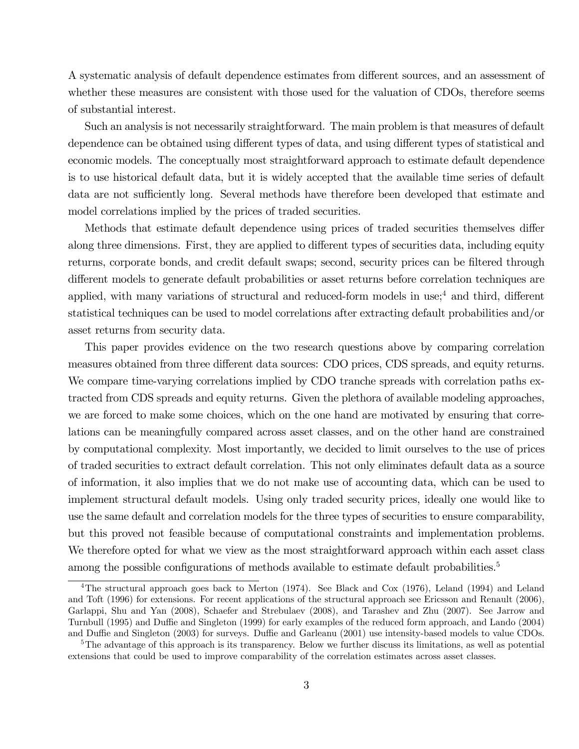A systematic analysis of default dependence estimates from different sources, and an assessment of whether these measures are consistent with those used for the valuation of CDOs, therefore seems of substantial interest.

Such an analysis is not necessarily straightforward. The main problem is that measures of default dependence can be obtained using different types of data, and using different types of statistical and economic models. The conceptually most straightforward approach to estimate default dependence is to use historical default data, but it is widely accepted that the available time series of default data are not sufficiently long. Several methods have therefore been developed that estimate and model correlations implied by the prices of traded securities.

Methods that estimate default dependence using prices of traded securities themselves differ along three dimensions. First, they are applied to different types of securities data, including equity returns, corporate bonds, and credit default swaps; second, security prices can be filtered through different models to generate default probabilities or asset returns before correlation techniques are applied, with many variations of structural and reduced-form models in use;[4] and third, different statistical techniques can be used to model correlations after extracting default probabilities and/or asset returns from security data.

This paper provides evidence on the two research questions above by comparing correlation measures obtained from three different data sources: CDO prices, CDS spreads, and equity returns. We compare time-varying correlations implied by CDO tranche spreads with correlation paths extracted from CDS spreads and equity returns. Given the plethora of available modeling approaches, we are forced to make some choices, which on the one hand are motivated by ensuring that correlations can be meaningfully compared across asset classes, and on the other hand are constrained by computational complexity. Most importantly, we decided to limit ourselves to the use of prices of traded securities to extract default correlation. This not only eliminates default data as a source of information, it also implies that we do not make use of accounting data, which can be used to implement structural default models. Using only traded security prices, ideally one would like to use the same default and correlation models for the three types of securities to ensure comparability, but this proved not feasible because of computational constraints and implementation problems. We therefore opted for what we view as the most straightforward approach within each asset class among the possible configurations of methods available to estimate default probabilities.[5]

---

[4] The structural approach goes back to Merton (1974). See Black and Cox (1976), Leland (1994) and Leland and Toft (1996) for extensions. For recent applications of the structural approach see Ericsson and Renault (2006), Garlappi, Shu and Yan (2008), Schaefer and Strebulaev (2008), and Tarashev and Zhu (2007). See Jarrow and Turnbull (1995) and Duffie and Singleton (1999) for early examples of the reduced form approach, and Lando (2004) and Duffie and Singleton (2003) for surveys. Duffie and Garleanu (2001) use intensity-based models to value CDOs.

[5] The advantage of this approach is its transparency. Below we further discuss its limitations, as well as potential extensions that could be used to improve comparability of the correlation estimates across asset classes.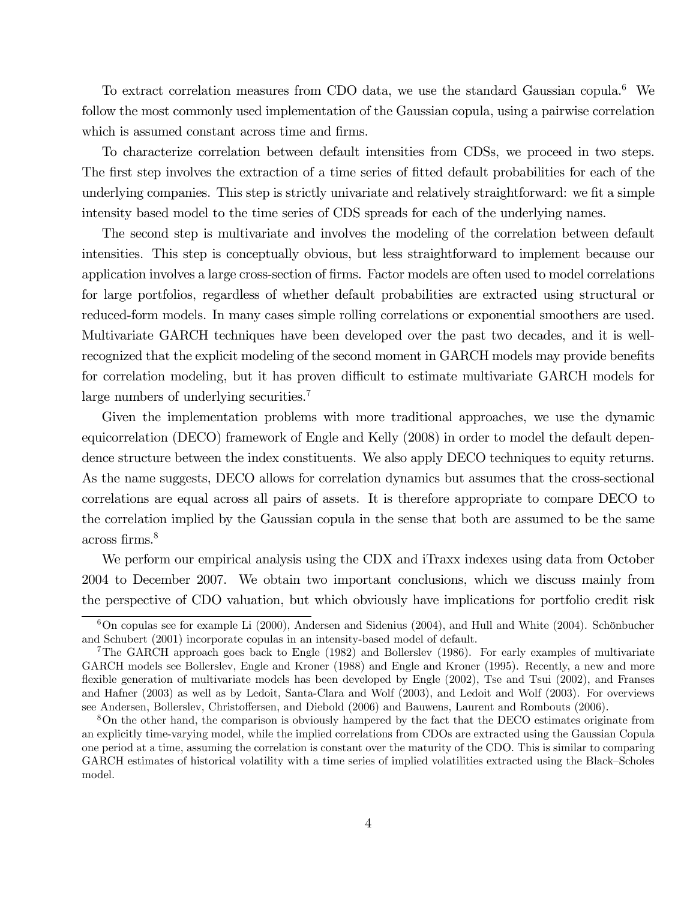To extract correlation measures from CDO data, we use the standard Gaussian copula.[6] We follow the most commonly used implementation of the Gaussian copula, using a pairwise correlation which is assumed constant across time and firms.

To characterize correlation between default intensities from CDSs, we proceed in two steps. The first step involves the extraction of a time series of fitted default probabilities for each of the underlying companies. This step is strictly univariate and relatively straightforward: we fit a simple intensity based model to the time series of CDS spreads for each of the underlying names.

The second step is multivariate and involves the modeling of the correlation between default intensities. This step is conceptually obvious, but less straightforward to implement because our application involves a large cross-section of firms. Factor models are often used to model correlations for large portfolios, regardless of whether default probabilities are extracted using structural or reduced-form models. In many cases simple rolling correlations or exponential smoothers are used. Multivariate GARCH techniques have been developed over the past two decades, and it is well-recognized that the explicit modeling of the second moment in GARCH models may provide benefits for correlation modeling, but it has proven difficult to estimate multivariate GARCH models for large numbers of underlying securities.[7]

Given the implementation problems with more traditional approaches, we use the dynamic equicorrelation (DECO) framework of Engle and Kelly (2008) in order to model the default dependence structure between the index constituents. We also apply DECO techniques to equity returns. As the name suggests, DECO allows for correlation dynamics but assumes that the cross-sectional correlations are equal across all pairs of assets. It is therefore appropriate to compare DECO to the correlation implied by the Gaussian copula in the sense that both are assumed to be the same across firms.[8]

We perform our empirical analysis using the CDX and iTraxx indexes using data from October 2004 to December 2007. We obtain two important conclusions, which we discuss mainly from the perspective of CDO valuation, but which obviously have implications for portfolio credit risk

---

[6] On copulas see for example Li (2000), Andersen and Sidenius (2004), and Hull and White (2004). Schönbucher and Schubert (2001) incorporate copulas in an intensity-based model of default.

[7] The GARCH approach goes back to Engle (1982) and Bollerslev (1986). For early examples of multivariate GARCH models see Bollerslev, Engle and Kroner (1988) and Engle and Kroner (1995). Recently, a new and more flexible generation of multivariate models has been developed by Engle (2002), Tse and Tsui (2002), and Franses and Hafner (2003) as well as by Ledoit, Santa-Clara and Wolf (2003), and Ledoit and Wolf (2003). For overviews see Andersen, Bollerslev, Christoffersen, and Diebold (2006) and Bauwens, Laurent and Rombouts (2006).

[8] On the other hand, the comparison is obviously hampered by the fact that the DECO estimates originate from an explicitly time-varying model, while the implied correlations from CDOs are extracted using the Gaussian Copula one period at a time, assuming the correlation is constant over the maturity of the CDO. This is similar to comparing GARCH estimates of historical volatility with a time series of implied volatilities extracted using the Black–Scholes model.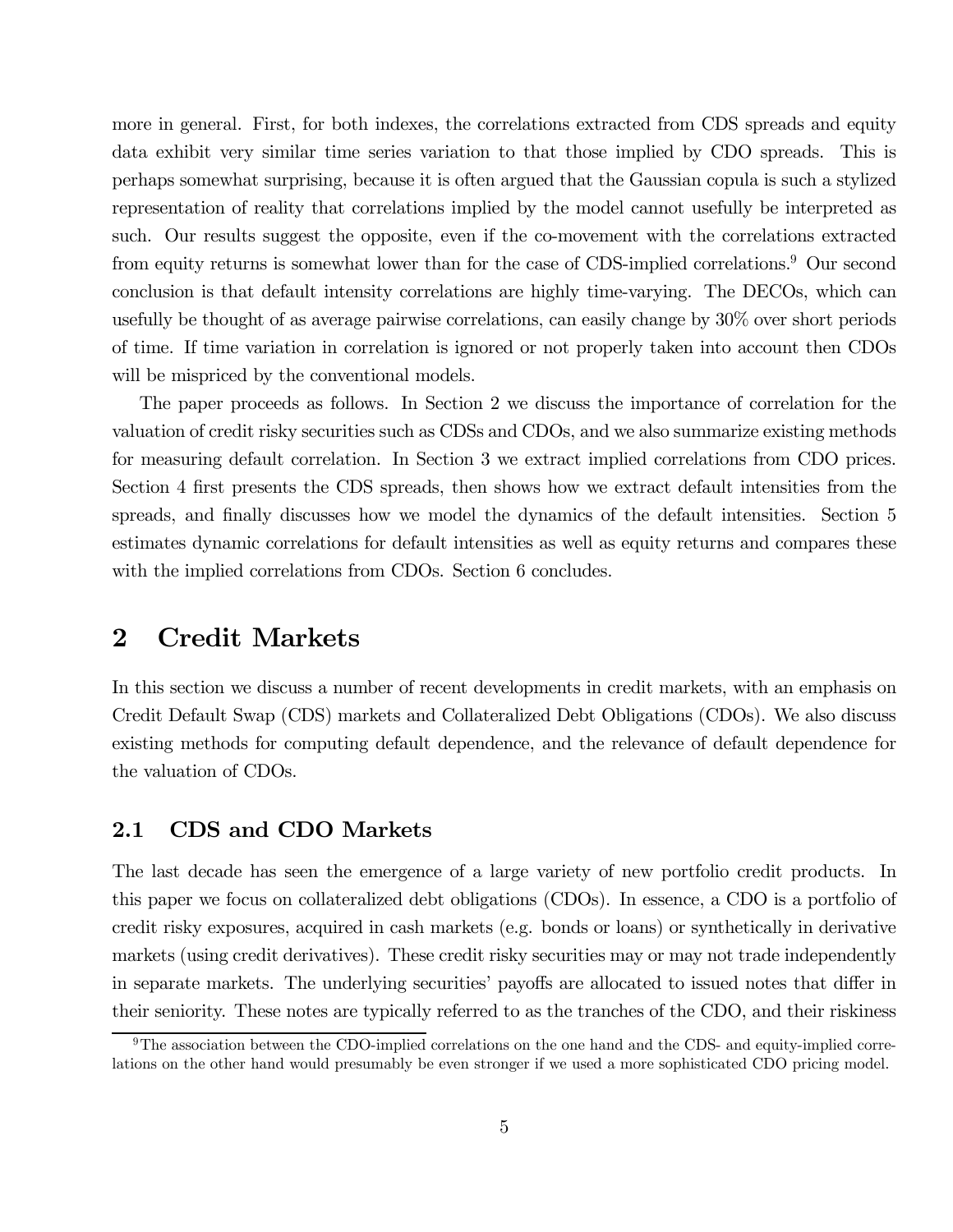more in general. First, for both indexes, the correlations extracted from CDS spreads and equity data exhibit very similar time series variation to that those implied by CDO spreads. This is perhaps somewhat surprising, because it is often argued that the Gaussian copula is such a stylized representation of reality that correlations implied by the model cannot usefully be interpreted as such. Our results suggest the opposite, even if the co-movement with the correlations extracted from equity returns is somewhat lower than for the case of CDS-implied correlations.[9] Our second conclusion is that default intensity correlations are highly time-varying. The DECOs, which can usefully be thought of as average pairwise correlations, can easily change by 30% over short periods of time. If time variation in correlation is ignored or not properly taken into account then CDOs will be mispriced by the conventional models.

The paper proceeds as follows. In Section 2 we discuss the importance of correlation for the valuation of credit risky securities such as CDSs and CDOs, and we also summarize existing methods for measuring default correlation. In Section 3 we extract implied correlations from CDO prices. Section 4 first presents the CDS spreads, then shows how we extract default intensities from the spreads, and finally discusses how we model the dynamics of the default intensities. Section 5 estimates dynamic correlations for default intensities as well as equity returns and compares these with the implied correlations from CDOs. Section 6 concludes.

# 2 Credit Markets

In this section we discuss a number of recent developments in credit markets, with an emphasis on Credit Default Swap (CDS) markets and Collateralized Debt Obligations (CDOs). We also discuss existing methods for computing default dependence, and the relevance of default dependence for the valuation of CDOs.

## 2.1 CDS and CDO Markets

The last decade has seen the emergence of a large variety of new portfolio credit products. In this paper we focus on collateralized debt obligations (CDOs). In essence, a CDO is a portfolio of credit risky exposures, acquired in cash markets (e.g. bonds or loans) or synthetically in derivative markets (using credit derivatives). These credit risky securities may or may not trade independently in separate markets. The underlying securities' payoffs are allocated to issued notes that differ in their seniority. These notes are typically referred to as the tranches of the CDO, and their riskiness

[9] The association between the CDO-implied correlations on the one hand and the CDS- and equity-implied correlations on the other hand would presumably be even stronger if we used a more sophisticated CDO pricing model.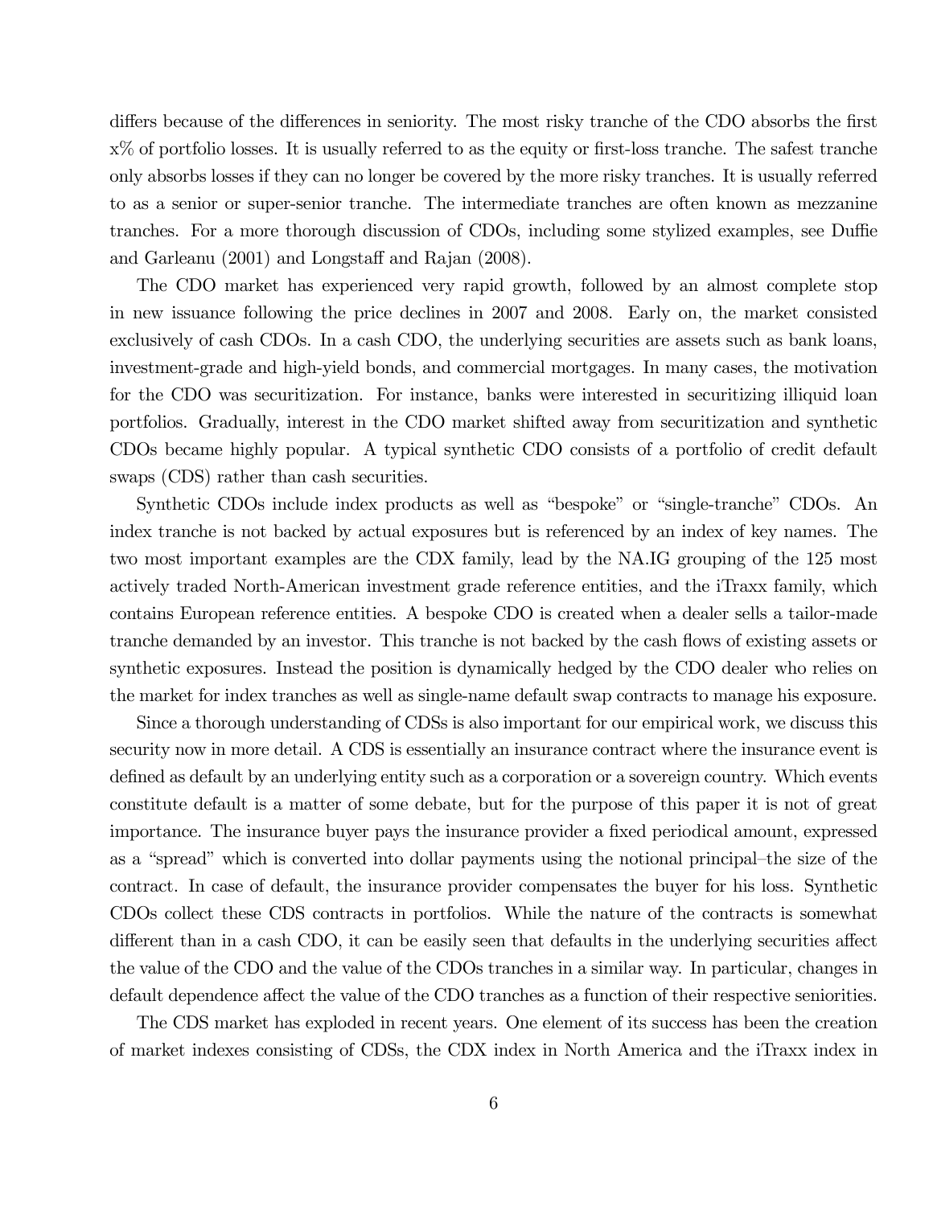differs because of the differences in seniority. The most risky tranche of the CDO absorbs the first x% of portfolio losses. It is usually referred to as the equity or first-loss tranche. The safest tranche only absorbs losses if they can no longer be covered by the more risky tranches. It is usually referred to as a senior or super-senior tranche. The intermediate tranches are often known as mezzanine tranches. For a more thorough discussion of CDOs, including some stylized examples, see Duffie and Garleanu (2001) and Longstaff and Rajan (2008).

The CDO market has experienced very rapid growth, followed by an almost complete stop in new issuance following the price declines in 2007 and 2008. Early on, the market consisted exclusively of cash CDOs. In a cash CDO, the underlying securities are assets such as bank loans, investment-grade and high-yield bonds, and commercial mortgages. In many cases, the motivation for the CDO was securitization. For instance, banks were interested in securitizing illiquid loan portfolios. Gradually, interest in the CDO market shifted away from securitization and synthetic CDOs became highly popular. A typical synthetic CDO consists of a portfolio of credit default swaps (CDS) rather than cash securities.

Synthetic CDOs include index products as well as "bespoke" or "single-tranche" CDOs. An index tranche is not backed by actual exposures but is referenced by an index of key names. The two most important examples are the CDX family, lead by the NA.IG grouping of the 125 most actively traded North-American investment grade reference entities, and the iTraxx family, which contains European reference entities. A bespoke CDO is created when a dealer sells a tailor-made tranche demanded by an investor. This tranche is not backed by the cash flows of existing assets or synthetic exposures. Instead the position is dynamically hedged by the CDO dealer who relies on the market for index tranches as well as single-name default swap contracts to manage his exposure.

Since a thorough understanding of CDSs is also important for our empirical work, we discuss this security now in more detail. A CDS is essentially an insurance contract where the insurance event is defined as default by an underlying entity such as a corporation or a sovereign country. Which events constitute default is a matter of some debate, but for the purpose of this paper it is not of great importance. The insurance buyer pays the insurance provider a fixed periodical amount, expressed as a "spread" which is converted into dollar payments using the notional principal–the size of the contract. In case of default, the insurance provider compensates the buyer for his loss. Synthetic CDOs collect these CDS contracts in portfolios. While the nature of the contracts is somewhat different than in a cash CDO, it can be easily seen that defaults in the underlying securities affect the value of the CDO and the value of the CDOs tranches in a similar way. In particular, changes in default dependence affect the value of the CDO tranches as a function of their respective seniorities.

The CDS market has exploded in recent years. One element of its success has been the creation of market indexes consisting of CDSs, the CDX index in North America and the iTraxx index in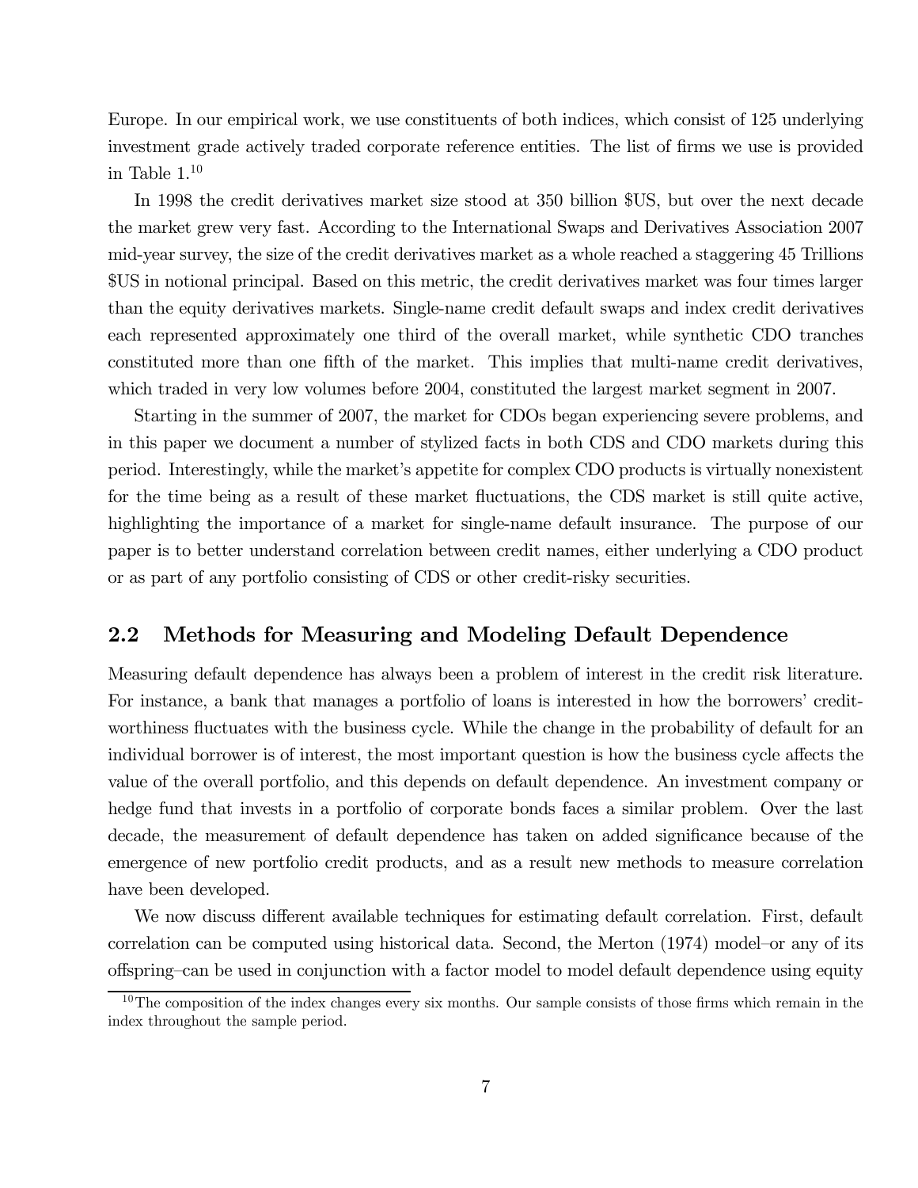Europe. In our empirical work, we use constituents of both indices, which consist of 125 underlying investment grade actively traded corporate reference entities. The list of firms we use is provided in Table 1.[10]

In 1998 the credit derivatives market size stood at 350 billion $US, but over the next decade the market grew very fast. According to the International Swaps and Derivatives Association 2007 mid-year survey, the size of the credit derivatives market as a whole reached a staggering 45 Trillions $US in notional principal. Based on this metric, the credit derivatives market was four times larger than the equity derivatives markets. Single-name credit default swaps and index credit derivatives each represented approximately one third of the overall market, while synthetic CDO tranches constituted more than one fifth of the market. This implies that multi-name credit derivatives, which traded in very low volumes before 2004, constituted the largest market segment in 2007.

Starting in the summer of 2007, the market for CDOs began experiencing severe problems, and in this paper we document a number of stylized facts in both CDS and CDO markets during this period. Interestingly, while the market's appetite for complex CDO products is virtually nonexistent for the time being as a result of these market fluctuations, the CDS market is still quite active, highlighting the importance of a market for single-name default insurance. The purpose of our paper is to better understand correlation between credit names, either underlying a CDO product or as part of any portfolio consisting of CDS or other credit-risky securities.

## 2.2 Methods for Measuring and Modeling Default Dependence

Measuring default dependence has always been a problem of interest in the credit risk literature. For instance, a bank that manages a portfolio of loans is interested in how the borrowers' creditworthiness fluctuates with the business cycle. While the change in the probability of default for an individual borrower is of interest, the most important question is how the business cycle affects the value of the overall portfolio, and this depends on default dependence. An investment company or hedge fund that invests in a portfolio of corporate bonds faces a similar problem. Over the last decade, the measurement of default dependence has taken on added significance because of the emergence of new portfolio credit products, and as a result new methods to measure correlation have been developed.

We now discuss different available techniques for estimating default correlation. First, default correlation can be computed using historical data. Second, the Merton (1974) model–or any of its offspring–can be used in conjunction with a factor model to model default dependence using equity

[10] The composition of the index changes every six months. Our sample consists of those firms which remain in the index throughout the sample period.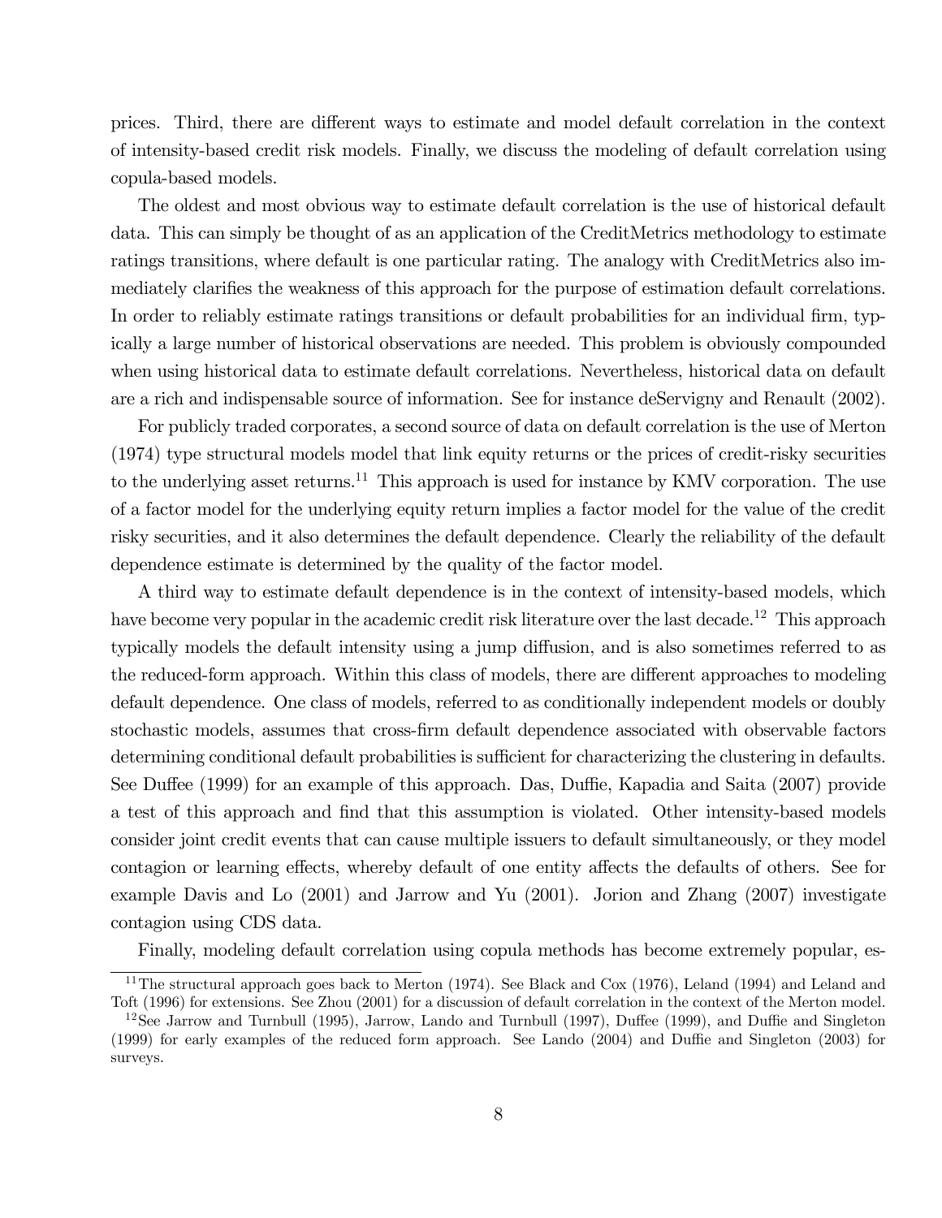prices. Third, there are different ways to estimate and model default correlation in the context of intensity-based credit risk models. Finally, we discuss the modeling of default correlation using copula-based models.

The oldest and most obvious way to estimate default correlation is the use of historical default data. This can simply be thought of as an application of the CreditMetrics methodology to estimate ratings transitions, where default is one particular rating. The analogy with CreditMetrics also immediately clarifies the weakness of this approach for the purpose of estimation default correlations. In order to reliably estimate ratings transitions or default probabilities for an individual firm, typically a large number of historical observations are needed. This problem is obviously compounded when using historical data to estimate default correlations. Nevertheless, historical data on default are a rich and indispensable source of information. See for instance deServigny and Renault (2002).

For publicly traded corporates, a second source of data on default correlation is the use of Merton (1974) type structural models model that link equity returns or the prices of credit-risky securities to the underlying asset returns.[11] This approach is used for instance by KMV corporation. The use of a factor model for the underlying equity return implies a factor model for the value of the credit risky securities, and it also determines the default dependence. Clearly the reliability of the default dependence estimate is determined by the quality of the factor model.

A third way to estimate default dependence is in the context of intensity-based models, which have become very popular in the academic credit risk literature over the last decade.[12] This approach typically models the default intensity using a jump diffusion, and is also sometimes referred to as the reduced-form approach. Within this class of models, there are different approaches to modeling default dependence. One class of models, referred to as conditionally independent models or doubly stochastic models, assumes that cross-firm default dependence associated with observable factors determining conditional default probabilities is sufficient for characterizing the clustering in defaults. See Duffee (1999) for an example of this approach. Das, Duffie, Kapadia and Saita (2007) provide a test of this approach and find that this assumption is violated. Other intensity-based models consider joint credit events that can cause multiple issuers to default simultaneously, or they model contagion or learning effects, whereby default of one entity affects the defaults of others. See for example Davis and Lo (2001) and Jarrow and Yu (2001). Jorion and Zhang (2007) investigate contagion using CDS data.

Finally, modeling default correlation using copula methods has become extremely popular, es-

[11] The structural approach goes back to Merton (1974). See Black and Cox (1976), Leland (1994) and Leland and Toft (1996) for extensions. See Zhou (2001) for a discussion of default correlation in the context of the Merton model.

[12] See Jarrow and Turnbull (1995), Jarrow, Lando and Turnbull (1997), Duffee (1999), and Duffie and Singleton (1999) for early examples of the reduced form approach. See Lando (2004) and Duffie and Singleton (2003) for surveys.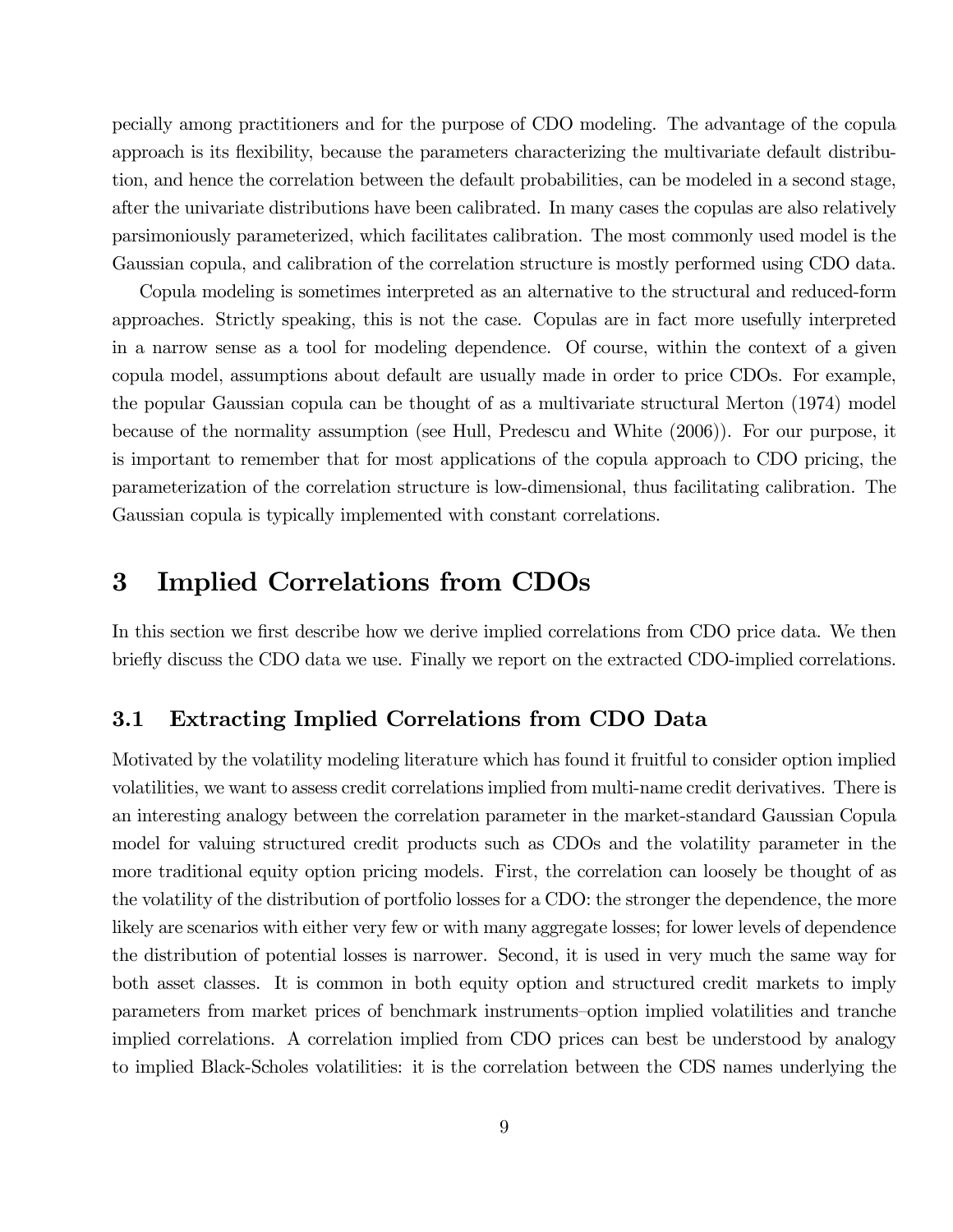pecially among practitioners and for the purpose of CDO modeling. The advantage of the copula approach is its flexibility, because the parameters characterizing the multivariate default distribution, and hence the correlation between the default probabilities, can be modeled in a second stage, after the univariate distributions have been calibrated. In many cases the copulas are also relatively parsimoniously parameterized, which facilitates calibration. The most commonly used model is the Gaussian copula, and calibration of the correlation structure is mostly performed using CDO data.

Copula modeling is sometimes interpreted as an alternative to the structural and reduced-form approaches. Strictly speaking, this is not the case. Copulas are in fact more usefully interpreted in a narrow sense as a tool for modeling dependence. Of course, within the context of a given copula model, assumptions about default are usually made in order to price CDOs. For example, the popular Gaussian copula can be thought of as a multivariate structural Merton (1974) model because of the normality assumption (see Hull, Predescu and White (2006)). For our purpose, it is important to remember that for most applications of the copula approach to CDO pricing, the parameterization of the correlation structure is low-dimensional, thus facilitating calibration. The Gaussian copula is typically implemented with constant correlations.

# 3 Implied Correlations from CDOs

In this section we first describe how we derive implied correlations from CDO price data. We then briefly discuss the CDO data we use. Finally we report on the extracted CDO-implied correlations.

## 3.1 Extracting Implied Correlations from CDO Data

Motivated by the volatility modeling literature which has found it fruitful to consider option implied volatilities, we want to assess credit correlations implied from multi-name credit derivatives. There is an interesting analogy between the correlation parameter in the market-standard Gaussian Copula model for valuing structured credit products such as CDOs and the volatility parameter in the more traditional equity option pricing models. First, the correlation can loosely be thought of as the volatility of the distribution of portfolio losses for a CDO: the stronger the dependence, the more likely are scenarios with either very few or with many aggregate losses; for lower levels of dependence the distribution of potential losses is narrower. Second, it is used in very much the same way for both asset classes. It is common in both equity option and structured credit markets to imply parameters from market prices of benchmark instruments–option implied volatilities and tranche implied correlations. A correlation implied from CDO prices can best be understood by analogy to implied Black-Scholes volatilities: it is the correlation between the CDS names underlying the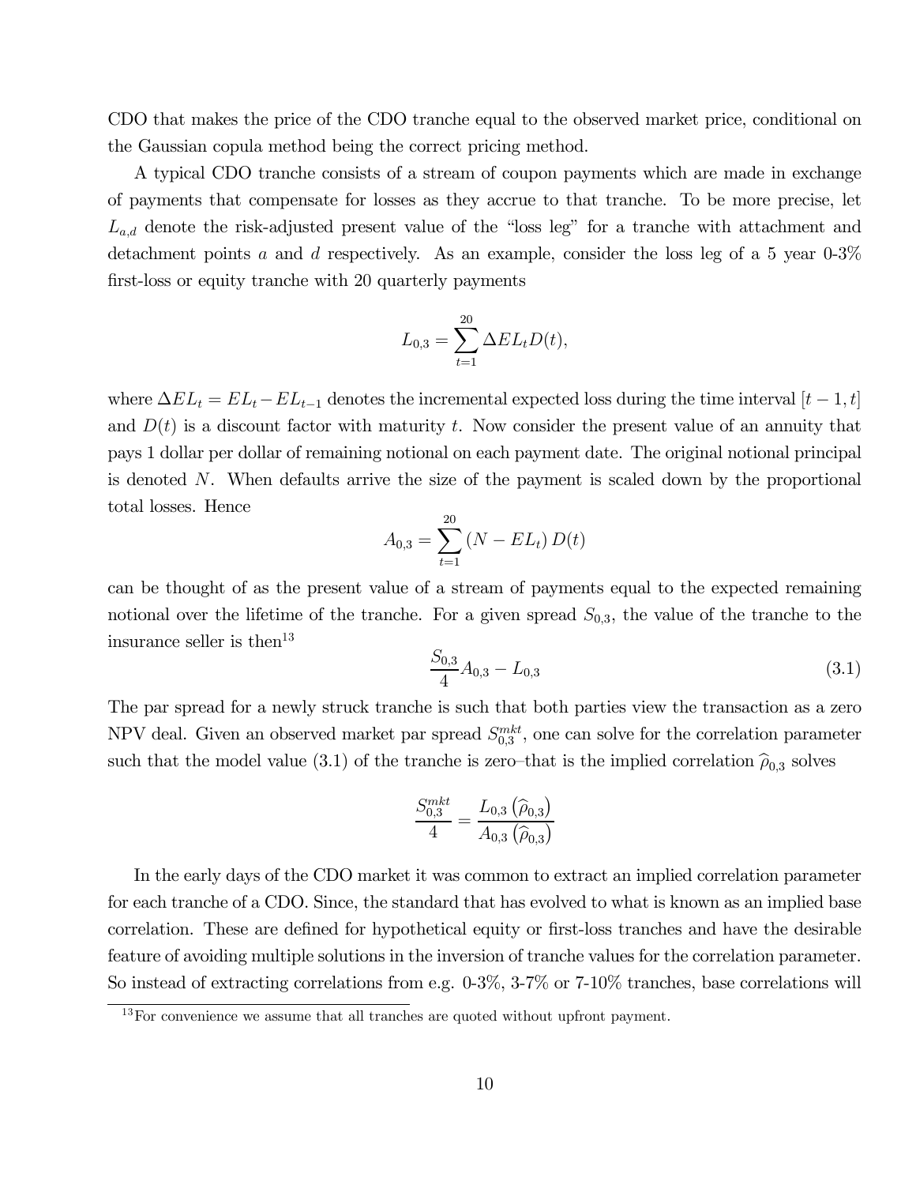CDO that makes the price of the CDO tranche equal to the observed market price, conditional on the Gaussian copula method being the correct pricing method.

A typical CDO tranche consists of a stream of coupon payments which are made in exchange of payments that compensate for losses as they accrue to that tranche. To be more precise, let $L_{a,d}$ denote the risk-adjusted present value of the "loss leg" for a tranche with attachment and detachment points $a$ and $d$ respectively. As an example, consider the loss leg of a 5 year 0-3% first-loss or equity tranche with 20 quarterly payments

$$L_{0,3} = \sum_{t=1}^{20} \Delta EL_t D(t),$$

where $\Delta EL_t = EL_t - EL_{t-1}$ denotes the incremental expected loss during the time interval $[t-1, t]$ and $D(t)$ is a discount factor with maturity $t$. Now consider the present value of an annuity that pays 1 dollar per dollar of remaining notional on each payment date. The original notional principal is denoted $N$. When defaults arrive the size of the payment is scaled down by the proportional total losses. Hence

$$A_{0,3} = \sum_{t=1}^{20} (N - EL_t) D(t)$$

can be thought of as the present value of a stream of payments equal to the expected remaining notional over the lifetime of the tranche. For a given spread $S_{0,3}$, the value of the tranche to the insurance seller is then[13]

$$\frac{S_{0,3}}{4} A_{0,3} - L_{0,3} \tag{3.1}$$

The par spread for a newly struck tranche is such that both parties view the transaction as a zero NPV deal. Given an observed market par spread $S_{0,3}^{mkt}$, one can solve for the correlation parameter such that the model value (3.1) of the tranche is zero–that is the implied correlation $\widehat{\rho}_{0,3}$ solves

$$\frac{S_{0,3}^{mkt}}{4} = \frac{L_{0,3}\left(\widehat{\rho}_{0,3}\right)}{A_{0,3}\left(\widehat{\rho}_{0,3}\right)}$$

In the early days of the CDO market it was common to extract an implied correlation parameter for each tranche of a CDO. Since, the standard that has evolved to what is known as an implied base correlation. These are defined for hypothetical equity or first-loss tranches and have the desirable feature of avoiding multiple solutions in the inversion of tranche values for the correlation parameter. So instead of extracting correlations from e.g. 0-3%, 3-7% or 7-10% tranches, base correlations will

[13] For convenience we assume that all tranches are quoted without upfront payment.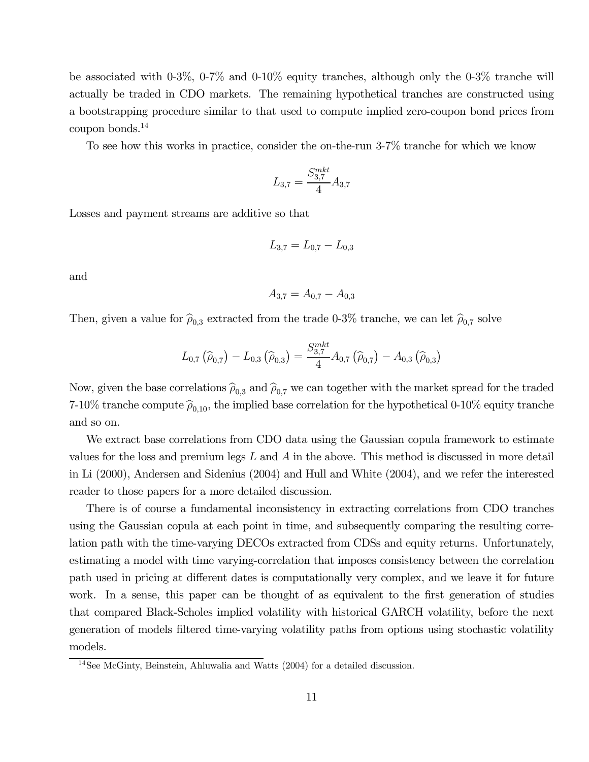be associated with 0-3%, 0-7% and 0-10% equity tranches, although only the 0-3% tranche will actually be traded in CDO markets. The remaining hypothetical tranches are constructed using a bootstrapping procedure similar to that used to compute implied zero-coupon bond prices from coupon bonds.[14]

To see how this works in practice, consider the on-the-run 3-7% tranche for which we know

$$L_{3,7} = \frac{S_{3,7}^{mkt}}{4} A_{3,7}$$

Losses and payment streams are additive so that

$$L_{3,7} = L_{0,7} - L_{0,3}$$

and

$$A_{3,7} = A_{0,7} - A_{0,3}$$

Then, given a value for $\widehat{\rho}_{0,3}$ extracted from the trade 0-3% tranche, we can let $\widehat{\rho}_{0,7}$ solve

$$L_{0,7}\left(\widehat{\rho}_{0,7}\right) - L_{0,3}\left(\widehat{\rho}_{0,3}\right) = \frac{S_{3,7}^{mkt}}{4} A_{0,7}\left(\widehat{\rho}_{0,7}\right) - A_{0,3}\left(\widehat{\rho}_{0,3}\right)$$

Now, given the base correlations $\widehat{\rho}_{0,3}$ and $\widehat{\rho}_{0,7}$ we can together with the market spread for the traded 7-10% tranche compute $\widehat{\rho}_{0,10}$, the implied base correlation for the hypothetical 0-10% equity tranche and so on.

We extract base correlations from CDO data using the Gaussian copula framework to estimate values for the loss and premium legs $L$ and $A$ in the above. This method is discussed in more detail in Li (2000), Andersen and Sidenius (2004) and Hull and White (2004), and we refer the interested reader to those papers for a more detailed discussion.

There is of course a fundamental inconsistency in extracting correlations from CDO tranches using the Gaussian copula at each point in time, and subsequently comparing the resulting correlation path with the time-varying DECOs extracted from CDSs and equity returns. Unfortunately, estimating a model with time varying-correlation that imposes consistency between the correlation path used in pricing at different dates is computationally very complex, and we leave it for future work. In a sense, this paper can be thought of as equivalent to the first generation of studies that compared Black-Scholes implied volatility with historical GARCH volatility, before the next generation of models filtered time-varying volatility paths from options using stochastic volatility models.

[14] See McGinty, Beinstein, Ahluwalia and Watts (2004) for a detailed discussion.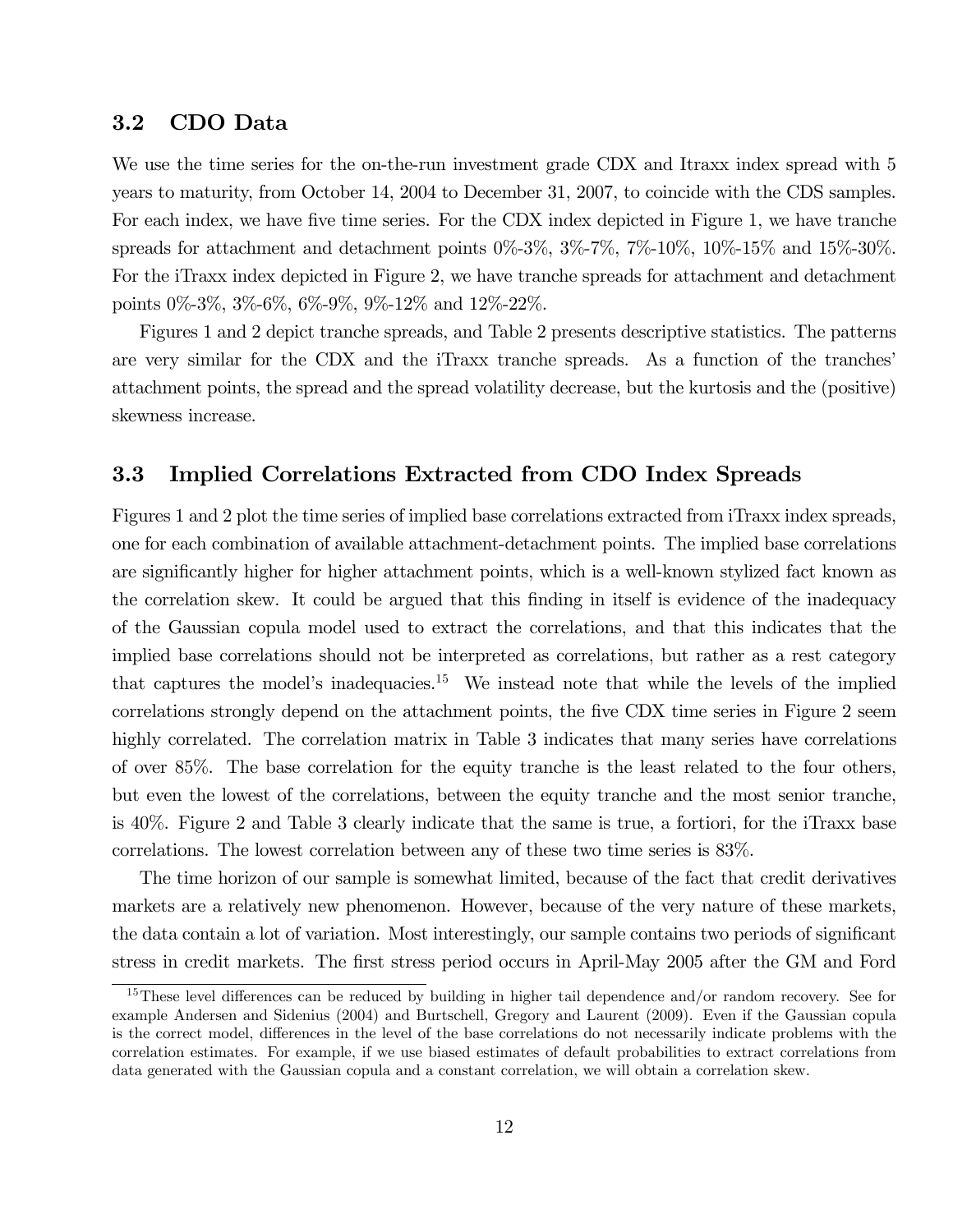### 3.2 CDO Data

We use the time series for the on-the-run investment grade CDX and Itraxx index spread with 5 years to maturity, from October 14, 2004 to December 31, 2007, to coincide with the CDS samples. For each index, we have five time series. For the CDX index depicted in Figure 1, we have tranche spreads for attachment and detachment points 0%-3%, 3%-7%, 7%-10%, 10%-15% and 15%-30%. For the iTraxx index depicted in Figure 2, we have tranche spreads for attachment and detachment points 0%-3%, 3%-6%, 6%-9%, 9%-12% and 12%-22%.

Figures 1 and 2 depict tranche spreads, and Table 2 presents descriptive statistics. The patterns are very similar for the CDX and the iTraxx tranche spreads. As a function of the tranches' attachment points, the spread and the spread volatility decrease, but the kurtosis and the (positive) skewness increase.

### 3.3 Implied Correlations Extracted from CDO Index Spreads

Figures 1 and 2 plot the time series of implied base correlations extracted from iTraxx index spreads, one for each combination of available attachment-detachment points. The implied base correlations are significantly higher for higher attachment points, which is a well-known stylized fact known as the correlation skew. It could be argued that this finding in itself is evidence of the inadequacy of the Gaussian copula model used to extract the correlations, and that this indicates that the implied base correlations should not be interpreted as correlations, but rather as a rest category that captures the model's inadequacies.[15] We instead note that while the levels of the implied correlations strongly depend on the attachment points, the five CDX time series in Figure 2 seem highly correlated. The correlation matrix in Table 3 indicates that many series have correlations of over 85%. The base correlation for the equity tranche is the least related to the four others, but even the lowest of the correlations, between the equity tranche and the most senior tranche, is 40%. Figure 2 and Table 3 clearly indicate that the same is true, a fortiori, for the iTraxx base correlations. The lowest correlation between any of these two time series is 83%.

The time horizon of our sample is somewhat limited, because of the fact that credit derivatives markets are a relatively new phenomenon. However, because of the very nature of these markets, the data contain a lot of variation. Most interestingly, our sample contains two periods of significant stress in credit markets. The first stress period occurs in April-May 2005 after the GM and Ford

[15] These level differences can be reduced by building in higher tail dependence and/or random recovery. See for example Andersen and Sidenius (2004) and Burtschell, Gregory and Laurent (2009). Even if the Gaussian copula is the correct model, differences in the level of the base correlations do not necessarily indicate problems with the correlation estimates. For example, if we use biased estimates of default probabilities to extract correlations from data generated with the Gaussian copula and a constant correlation, we will obtain a correlation skew.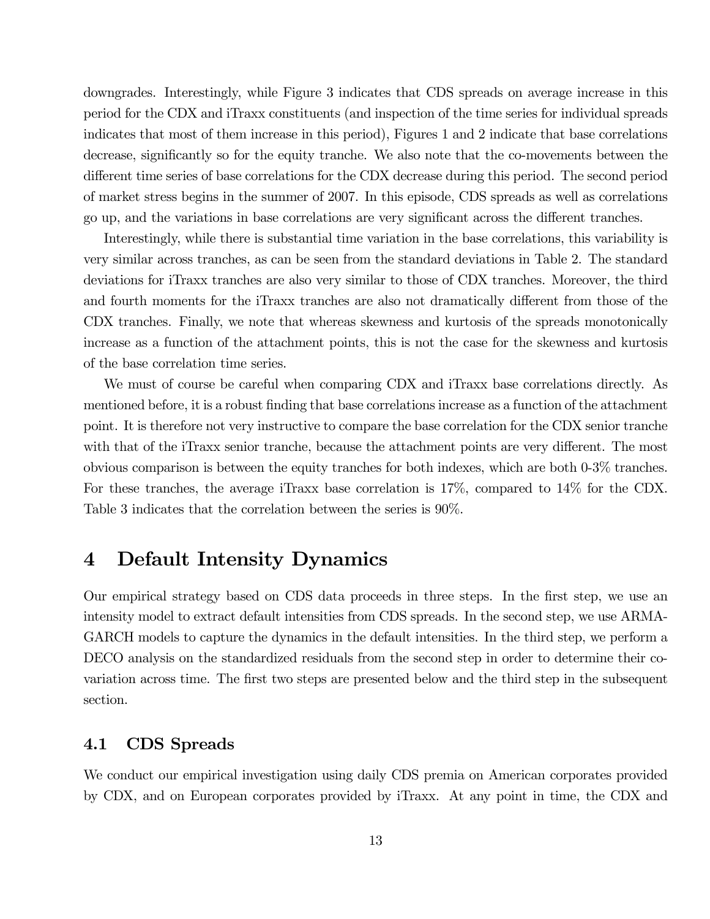downgrades. Interestingly, while Figure 3 indicates that CDS spreads on average increase in this period for the CDX and iTraxx constituents (and inspection of the time series for individual spreads indicates that most of them increase in this period), Figures 1 and 2 indicate that base correlations decrease, significantly so for the equity tranche. We also note that the co-movements between the different time series of base correlations for the CDX decrease during this period. The second period of market stress begins in the summer of 2007. In this episode, CDS spreads as well as correlations go up, and the variations in base correlations are very significant across the different tranches.

Interestingly, while there is substantial time variation in the base correlations, this variability is very similar across tranches, as can be seen from the standard deviations in Table 2. The standard deviations for iTraxx tranches are also very similar to those of CDX tranches. Moreover, the third and fourth moments for the iTraxx tranches are also not dramatically different from those of the CDX tranches. Finally, we note that whereas skewness and kurtosis of the spreads monotonically increase as a function of the attachment points, this is not the case for the skewness and kurtosis of the base correlation time series.

We must of course be careful when comparing CDX and iTraxx base correlations directly. As mentioned before, it is a robust finding that base correlations increase as a function of the attachment point. It is therefore not very instructive to compare the base correlation for the CDX senior tranche with that of the iTraxx senior tranche, because the attachment points are very different. The most obvious comparison is between the equity tranches for both indexes, which are both 0-3% tranches. For these tranches, the average iTraxx base correlation is 17%, compared to 14% for the CDX. Table 3 indicates that the correlation between the series is 90%.

# 4 Default Intensity Dynamics

Our empirical strategy based on CDS data proceeds in three steps. In the first step, we use an intensity model to extract default intensities from CDS spreads. In the second step, we use ARMA-GARCH models to capture the dynamics in the default intensities. In the third step, we perform a DECO analysis on the standardized residuals from the second step in order to determine their covariation across time. The first two steps are presented below and the third step in the subsequent section.

## 4.1 CDS Spreads

We conduct our empirical investigation using daily CDS premia on American corporates provided by CDX, and on European corporates provided by iTraxx. At any point in time, the CDX and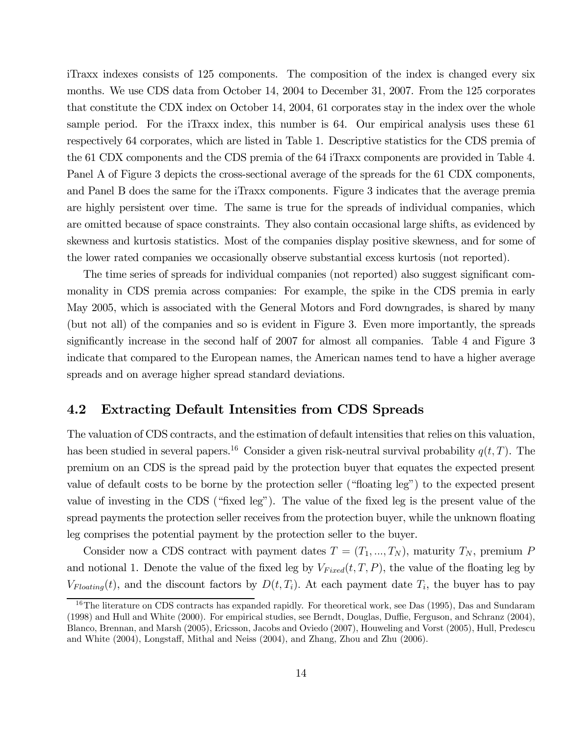iTraxx indexes consists of 125 components. The composition of the index is changed every six months. We use CDS data from October 14, 2004 to December 31, 2007. From the 125 corporates that constitute the CDX index on October 14, 2004, 61 corporates stay in the index over the whole sample period. For the iTraxx index, this number is 64. Our empirical analysis uses these 61 respectively 64 corporates, which are listed in Table 1. Descriptive statistics for the CDS premia of the 61 CDX components and the CDS premia of the 64 iTraxx components are provided in Table 4. Panel A of Figure 3 depicts the cross-sectional average of the spreads for the 61 CDX components, and Panel B does the same for the iTraxx components. Figure 3 indicates that the average premia are highly persistent over time. The same is true for the spreads of individual companies, which are omitted because of space constraints. They also contain occasional large shifts, as evidenced by skewness and kurtosis statistics. Most of the companies display positive skewness, and for some of the lower rated companies we occasionally observe substantial excess kurtosis (not reported).

The time series of spreads for individual companies (not reported) also suggest significant commonality in CDS premia across companies: For example, the spike in the CDS premia in early May 2005, which is associated with the General Motors and Ford downgrades, is shared by many (but not all) of the companies and so is evident in Figure 3. Even more importantly, the spreads significantly increase in the second half of 2007 for almost all companies. Table 4 and Figure 3 indicate that compared to the European names, the American names tend to have a higher average spreads and on average higher spread standard deviations.

## 4.2 Extracting Default Intensities from CDS Spreads

The valuation of CDS contracts, and the estimation of default intensities that relies on this valuation, has been studied in several papers.[16] Consider a given risk-neutral survival probability $q(t,T)$. The premium on an CDS is the spread paid by the protection buyer that equates the expected present value of default costs to be borne by the protection seller ("floating leg") to the expected present value of investing in the CDS ("fixed leg"). The value of the fixed leg is the present value of the spread payments the protection seller receives from the protection buyer, while the unknown floating leg comprises the potential payment by the protection seller to the buyer.

Consider now a CDS contract with payment dates $T = (T_1, ..., T_N)$, maturity $T_N$, premium $P$ and notional 1. Denote the value of the fixed leg by $V_{Fixed}(t, T, P)$, the value of the floating leg by $V_{Floating}(t)$, and the discount factors by $D(t, T_i)$. At each payment date $T_i$, the buyer has to pay

[16] The literature on CDS contracts has expanded rapidly. For theoretical work, see Das (1995), Das and Sundaram (1998) and Hull and White (2000). For empirical studies, see Berndt, Douglas, Duffie, Ferguson, and Schranz (2004), Blanco, Brennan, and Marsh (2005), Ericsson, Jacobs and Oviedo (2007), Houweling and Vorst (2005), Hull, Predescu and White (2004), Longstaff, Mithal and Neiss (2004), and Zhang, Zhou and Zhu (2006).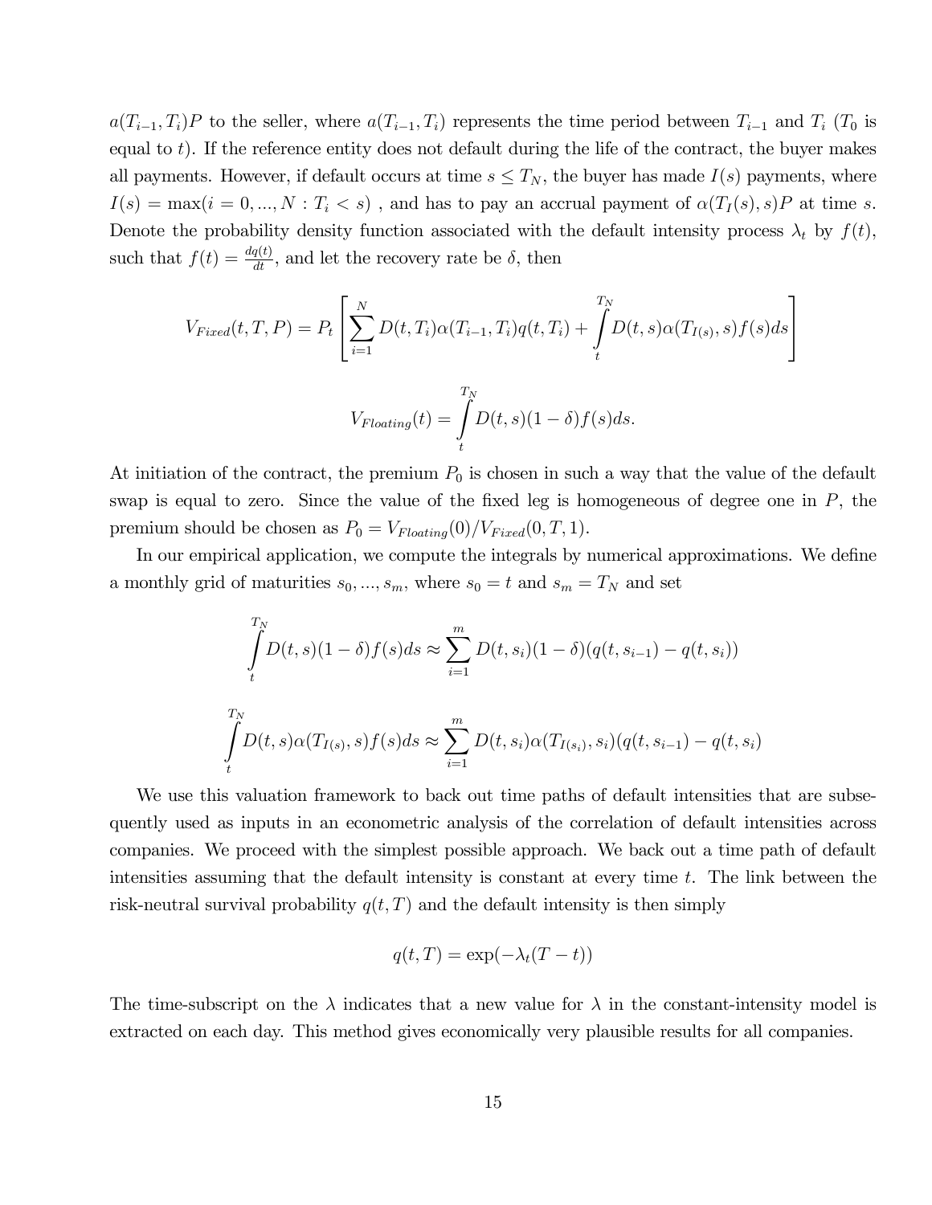$a(T_{i-1}, T_i)P$ to the seller, where $a(T_{i-1}, T_i)$ represents the time period between $T_{i-1}$ and $T_i$ ($T_0$ is equal to $t$). If the reference entity does not default during the life of the contract, the buyer makes all payments. However, if default occurs at time $s \le T_N$, the buyer has made $I(s)$ payments, where $I(s) = \max(i = 0, ..., N : T_i < s)$ , and has to pay an accrual payment of $\alpha(T_I(s), s)P$ at time $s$. Denote the probability density function associated with the default intensity process $\lambda_t$ by $f(t)$, such that $f(t) = \frac{dq(t)}{dt}$, and let the recovery rate be $\delta$, then

$$V_{Fixed}(t, T, P) = P_t \left[ \sum_{i=1}^{N} D(t, T_i)\alpha(T_{i-1}, T_i)q(t, T_i) + \int_t^{T_N} D(t, s)\alpha(T_{I(s)}, s)f(s)ds \right]$$

$$V_{Floating}(t) = \int_t^{T_N} D(t, s)(1 - \delta)f(s)ds.$$

At initiation of the contract, the premium $P_0$ is chosen in such a way that the value of the default swap is equal to zero. Since the value of the fixed leg is homogeneous of degree one in $P$, the premium should be chosen as $P_0 = V_{Floating}(0)/V_{Fixed}(0, T, 1)$.

In our empirical application, we compute the integrals by numerical approximations. We define a monthly grid of maturities $s_0, ..., s_m$, where $s_0 = t$ and $s_m = T_N$ and set

$$\int_t^{T_N} D(t, s)(1 - \delta)f(s)ds \approx \sum_{i=1}^{m} D(t, s_i)(1 - \delta)(q(t, s_{i-1}) - q(t, s_i))$$

$$\int_t^{T_N} D(t, s)\alpha(T_{I(s)}, s)f(s)ds \approx \sum_{i=1}^{m} D(t, s_i)\alpha(T_{I(s_i)}, s_i)(q(t, s_{i-1}) - q(t, s_i)$$

We use this valuation framework to back out time paths of default intensities that are subsequently used as inputs in an econometric analysis of the correlation of default intensities across companies. We proceed with the simplest possible approach. We back out a time path of default intensities assuming that the default intensity is constant at every time $t$. The link between the risk-neutral survival probability $q(t, T)$ and the default intensity is then simply

$$q(t, T) = \exp(-\lambda_t(T - t))$$

The time-subscript on the $\lambda$ indicates that a new value for $\lambda$ in the constant-intensity model is extracted on each day. This method gives economically very plausible results for all companies.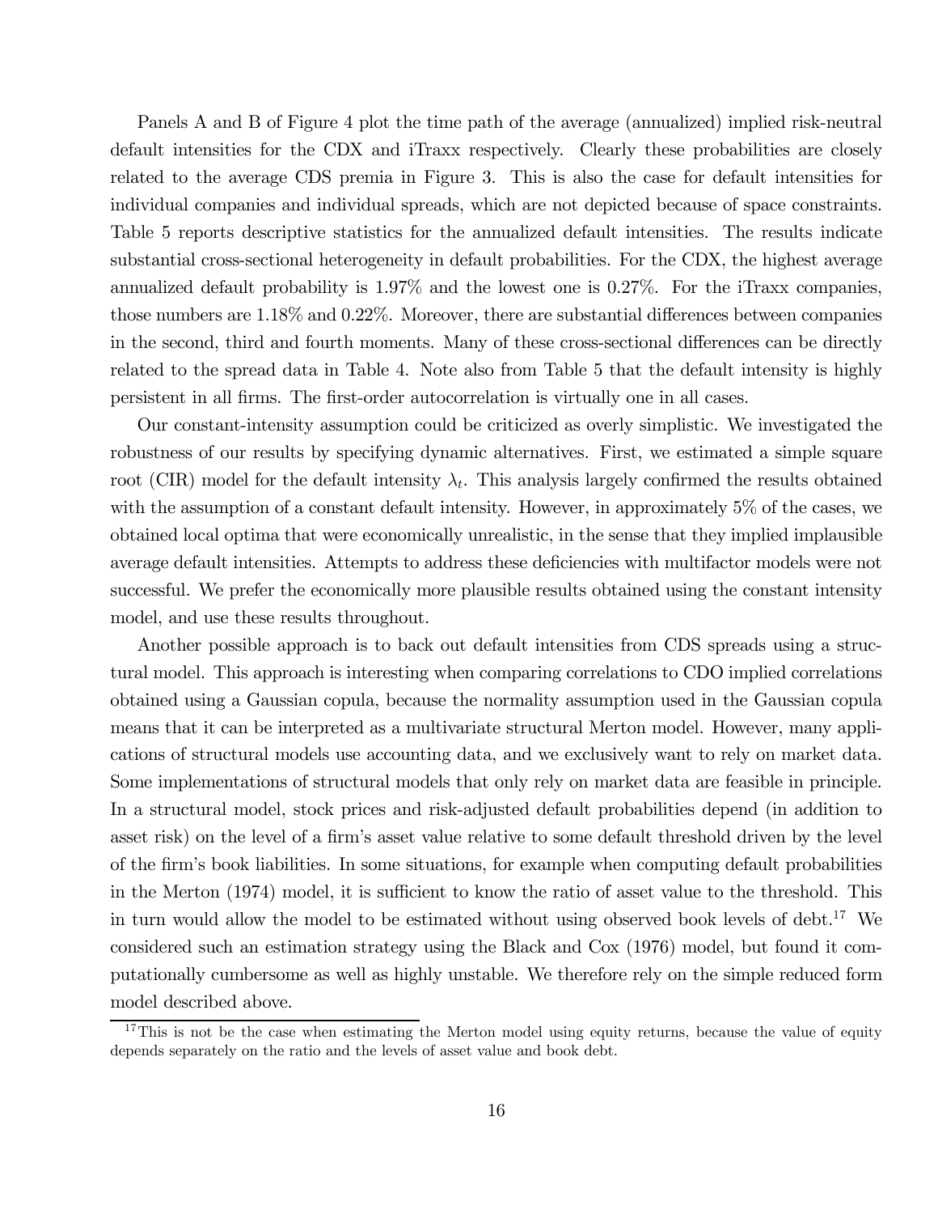Panels A and B of Figure 4 plot the time path of the average (annualized) implied risk-neutral default intensities for the CDX and iTraxx respectively. Clearly these probabilities are closely related to the average CDS premia in Figure 3. This is also the case for default intensities for individual companies and individual spreads, which are not depicted because of space constraints. Table 5 reports descriptive statistics for the annualized default intensities. The results indicate substantial cross-sectional heterogeneity in default probabilities. For the CDX, the highest average annualized default probability is 1.97% and the lowest one is 0.27%. For the iTraxx companies, those numbers are 1.18% and 0.22%. Moreover, there are substantial differences between companies in the second, third and fourth moments. Many of these cross-sectional differences can be directly related to the spread data in Table 4. Note also from Table 5 that the default intensity is highly persistent in all firms. The first-order autocorrelation is virtually one in all cases.

Our constant-intensity assumption could be criticized as overly simplistic. We investigated the robustness of our results by specifying dynamic alternatives. First, we estimated a simple square root (CIR) model for the default intensity $\lambda_t$. This analysis largely confirmed the results obtained with the assumption of a constant default intensity. However, in approximately 5% of the cases, we obtained local optima that were economically unrealistic, in the sense that they implied implausible average default intensities. Attempts to address these deficiencies with multifactor models were not successful. We prefer the economically more plausible results obtained using the constant intensity model, and use these results throughout.

Another possible approach is to back out default intensities from CDS spreads using a structural model. This approach is interesting when comparing correlations to CDO implied correlations obtained using a Gaussian copula, because the normality assumption used in the Gaussian copula means that it can be interpreted as a multivariate structural Merton model. However, many applications of structural models use accounting data, and we exclusively want to rely on market data. Some implementations of structural models that only rely on market data are feasible in principle. In a structural model, stock prices and risk-adjusted default probabilities depend (in addition to asset risk) on the level of a firm's asset value relative to some default threshold driven by the level of the firm's book liabilities. In some situations, for example when computing default probabilities in the Merton (1974) model, it is sufficient to know the ratio of asset value to the threshold. This in turn would allow the model to be estimated without using observed book levels of debt.[17] We considered such an estimation strategy using the Black and Cox (1976) model, but found it computationally cumbersome as well as highly unstable. We therefore rely on the simple reduced form model described above.

[17] This is not be the case when estimating the Merton model using equity returns, because the value of equity depends separately on the ratio and the levels of asset value and book debt.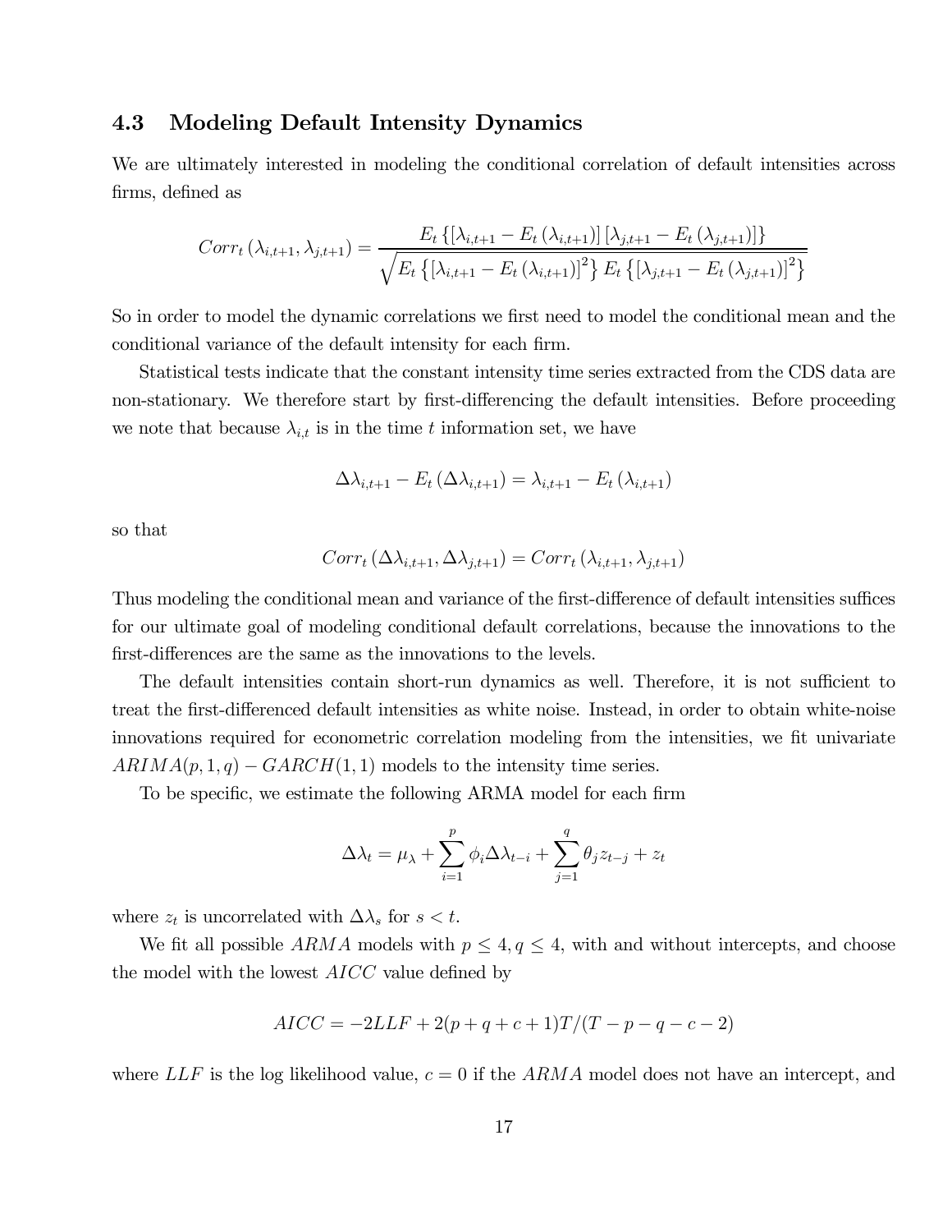### 4.3 Modeling Default Intensity Dynamics

We are ultimately interested in modeling the conditional correlation of default intensities across firms, defined as

$$Corr_t\left(\lambda_{i,t+1}, \lambda_{j,t+1}\right) = \frac{E_t\left\{\left[\lambda_{i,t+1} - E_t\left(\lambda_{i,t+1}\right)\right]\left[\lambda_{j,t+1} - E_t\left(\lambda_{j,t+1}\right)\right]\right\}}{\sqrt{E_t\left\{\left[\lambda_{i,t+1} - E_t\left(\lambda_{i,t+1}\right)\right]^2\right\} E_t\left\{\left[\lambda_{j,t+1} - E_t\left(\lambda_{j,t+1}\right)\right]^2\right\}}}$$

So in order to model the dynamic correlations we first need to model the conditional mean and the conditional variance of the default intensity for each firm.

Statistical tests indicate that the constant intensity time series extracted from the CDS data are non-stationary. We therefore start by first-differencing the default intensities. Before proceeding we note that because $\lambda_{i,t}$ is in the time $t$ information set, we have

$$\Delta\lambda_{i,t+1} - E_t\left(\Delta\lambda_{i,t+1}\right) = \lambda_{i,t+1} - E_t\left(\lambda_{i,t+1}\right)$$

so that

$$Corr_t\left(\Delta\lambda_{i,t+1}, \Delta\lambda_{j,t+1}\right) = Corr_t\left(\lambda_{i,t+1}, \lambda_{j,t+1}\right)$$

Thus modeling the conditional mean and variance of the first-difference of default intensities suffices for our ultimate goal of modeling conditional default correlations, because the innovations to the first-differences are the same as the innovations to the levels.

The default intensities contain short-run dynamics as well. Therefore, it is not sufficient to treat the first-differenced default intensities as white noise. Instead, in order to obtain white-noise innovations required for econometric correlation modeling from the intensities, we fit univariate $ARIMA(p, 1, q) - GARCH(1, 1)$ models to the intensity time series.

To be specific, we estimate the following ARMA model for each firm

$$\Delta\lambda_t = \mu_\lambda + \sum_{i=1}^{p} \phi_i \Delta\lambda_{t-i} + \sum_{j=1}^{q} \theta_j z_{t-j} + z_t$$

where $z_t$ is uncorrelated with $\Delta\lambda_s$ for $s < t$.

We fit all possible $ARMA$ models with $p \leq 4, q \leq 4$, with and without intercepts, and choose the model with the lowest $AICC$ value defined by

$$AICC = -2LLF + 2(p + q + c + 1)T/(T - p - q - c - 2)$$

where $LLF$ is the log likelihood value, $c = 0$ if the $ARMA$ model does not have an intercept, and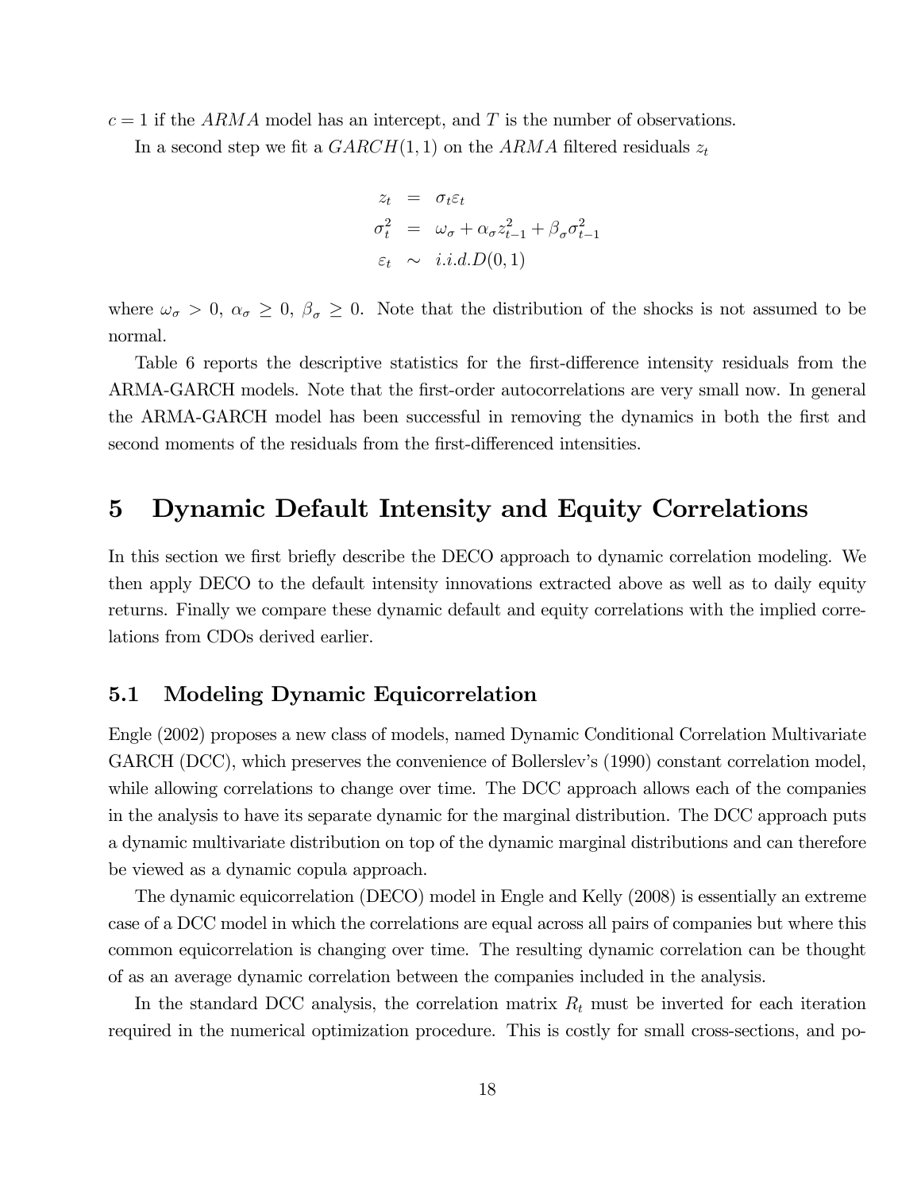$c = 1$ if the $ARMA$ model has an intercept, and $T$ is the number of observations.

In a second step we fit a $GARCH(1,1)$ on the $ARMA$ filtered residuals $z_t$

$$
\begin{aligned}
z_t &= \sigma_t \varepsilon_t \\
\sigma_t^2 &= \omega_\sigma + \alpha_\sigma z_{t-1}^2 + \beta_\sigma \sigma_{t-1}^2 \\
\varepsilon_t &\sim i.i.d.D(0,1)
\end{aligned}
$$

where $\omega_\sigma > 0$, $\alpha_\sigma \geq 0$, $\beta_\sigma \geq 0$. Note that the distribution of the shocks is not assumed to be normal.

Table 6 reports the descriptive statistics for the first-difference intensity residuals from the ARMA-GARCH models. Note that the first-order autocorrelations are very small now. In general the ARMA-GARCH model has been successful in removing the dynamics in both the first and second moments of the residuals from the first-differenced intensities.

# 5 Dynamic Default Intensity and Equity Correlations

In this section we first briefly describe the DECO approach to dynamic correlation modeling. We then apply DECO to the default intensity innovations extracted above as well as to daily equity returns. Finally we compare these dynamic default and equity correlations with the implied correlations from CDOs derived earlier.

## 5.1 Modeling Dynamic Equicorrelation

Engle (2002) proposes a new class of models, named Dynamic Conditional Correlation Multivariate GARCH (DCC), which preserves the convenience of Bollerslev's (1990) constant correlation model, while allowing correlations to change over time. The DCC approach allows each of the companies in the analysis to have its separate dynamic for the marginal distribution. The DCC approach puts a dynamic multivariate distribution on top of the dynamic marginal distributions and can therefore be viewed as a dynamic copula approach.

The dynamic equicorrelation (DECO) model in Engle and Kelly (2008) is essentially an extreme case of a DCC model in which the correlations are equal across all pairs of companies but where this common equicorrelation is changing over time. The resulting dynamic correlation can be thought of as an average dynamic correlation between the companies included in the analysis.

In the standard DCC analysis, the correlation matrix $R_t$ must be inverted for each iteration required in the numerical optimization procedure. This is costly for small cross-sections, and po-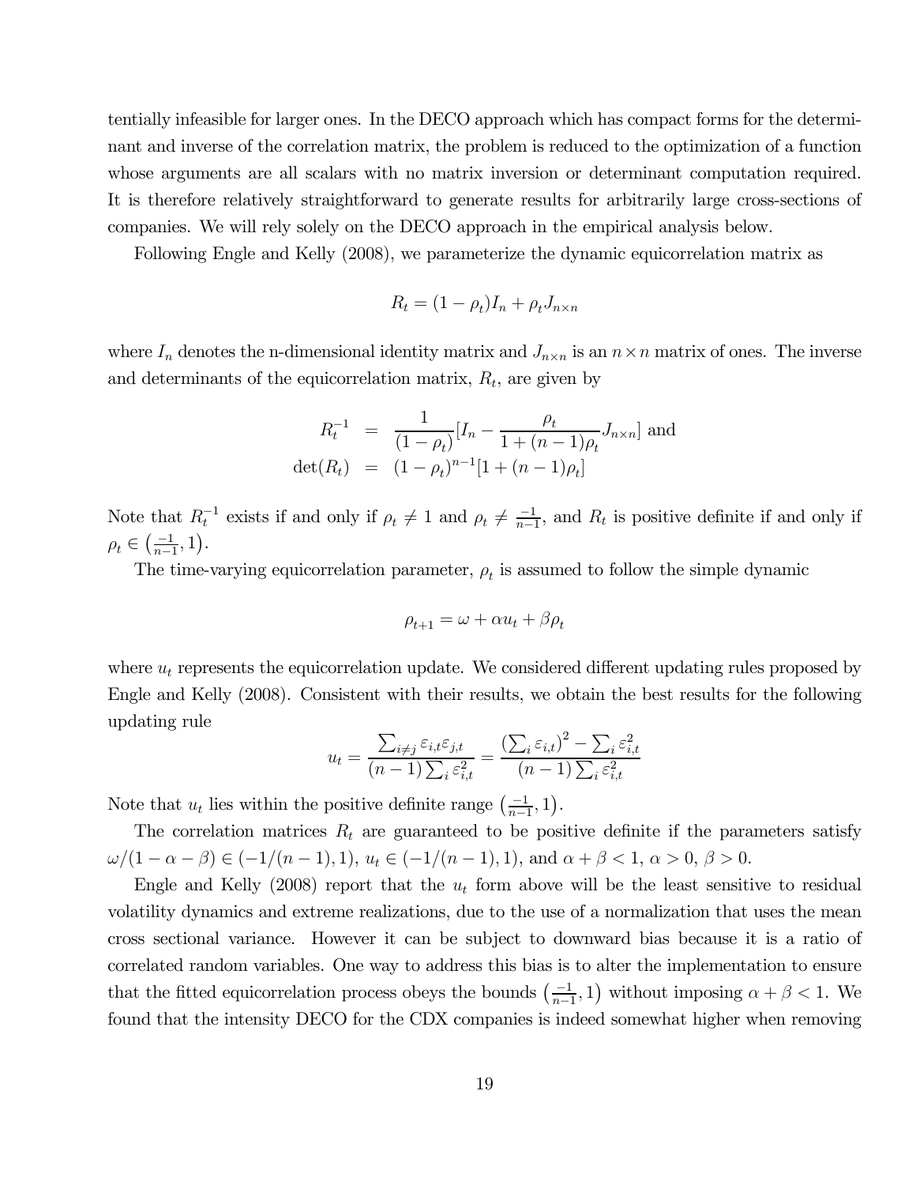tentially infeasible for larger ones. In the DECO approach which has compact forms for the determinant and inverse of the correlation matrix, the problem is reduced to the optimization of a function whose arguments are all scalars with no matrix inversion or determinant computation required. It is therefore relatively straightforward to generate results for arbitrarily large cross-sections of companies. We will rely solely on the DECO approach in the empirical analysis below.

Following Engle and Kelly (2008), we parameterize the dynamic equicorrelation matrix as

$$R_t = (1 - \rho_t) I_n + \rho_t J_{n \times n}$$

where $I_n$ denotes the n-dimensional identity matrix and $J_{n \times n}$ is an $n \times n$ matrix of ones. The inverse and determinants of the equicorrelation matrix, $R_t$, are given by

$$\begin{aligned} R_t^{-1} &= \frac{1}{(1 - \rho_t)} [I_n - \frac{\rho_t}{1 + (n-1)\rho_t} J_{n \times n}] \text{ and} \\ \det(R_t) &= (1 - \rho_t)^{n-1} [1 + (n-1)\rho_t] \end{aligned}$$

Note that $R_t^{-1}$ exists if and only if $\rho_t \neq 1$ and $\rho_t \neq \frac{-1}{n-1}$, and $R_t$ is positive definite if and only if $\rho_t \in \left(\frac{-1}{n-1}, 1\right)$.

The time-varying equicorrelation parameter, $\rho_t$ is assumed to follow the simple dynamic

$$\rho_{t+1} = \omega + \alpha u_t + \beta \rho_t$$

where $u_t$ represents the equicorrelation update. We considered different updating rules proposed by Engle and Kelly (2008). Consistent with their results, we obtain the best results for the following updating rule

$$u_t = \frac{\sum_{i \neq j} \varepsilon_{i,t} \varepsilon_{j,t}}{(n-1) \sum_i \varepsilon_{i,t}^2} = \frac{\left(\sum_i \varepsilon_{i,t}\right)^2 - \sum_i \varepsilon_{i,t}^2}{(n-1) \sum_i \varepsilon_{i,t}^2}$$

Note that $u_t$ lies within the positive definite range $\left(\frac{-1}{n-1}, 1\right)$.

The correlation matrices $R_t$ are guaranteed to be positive definite if the parameters satisfy $\omega/(1 - \alpha - \beta) \in (-1/(n-1), 1)$, $u_t \in (-1/(n-1), 1)$, and $\alpha + \beta < 1$, $\alpha > 0$, $\beta > 0$.

Engle and Kelly (2008) report that the $u_t$ form above will be the least sensitive to residual volatility dynamics and extreme realizations, due to the use of a normalization that uses the mean cross sectional variance. However it can be subject to downward bias because it is a ratio of correlated random variables. One way to address this bias is to alter the implementation to ensure that the fitted equicorrelation process obeys the bounds $\left(\frac{-1}{n-1}, 1\right)$ without imposing $\alpha + \beta < 1$. We found that the intensity DECO for the CDX companies is indeed somewhat higher when removing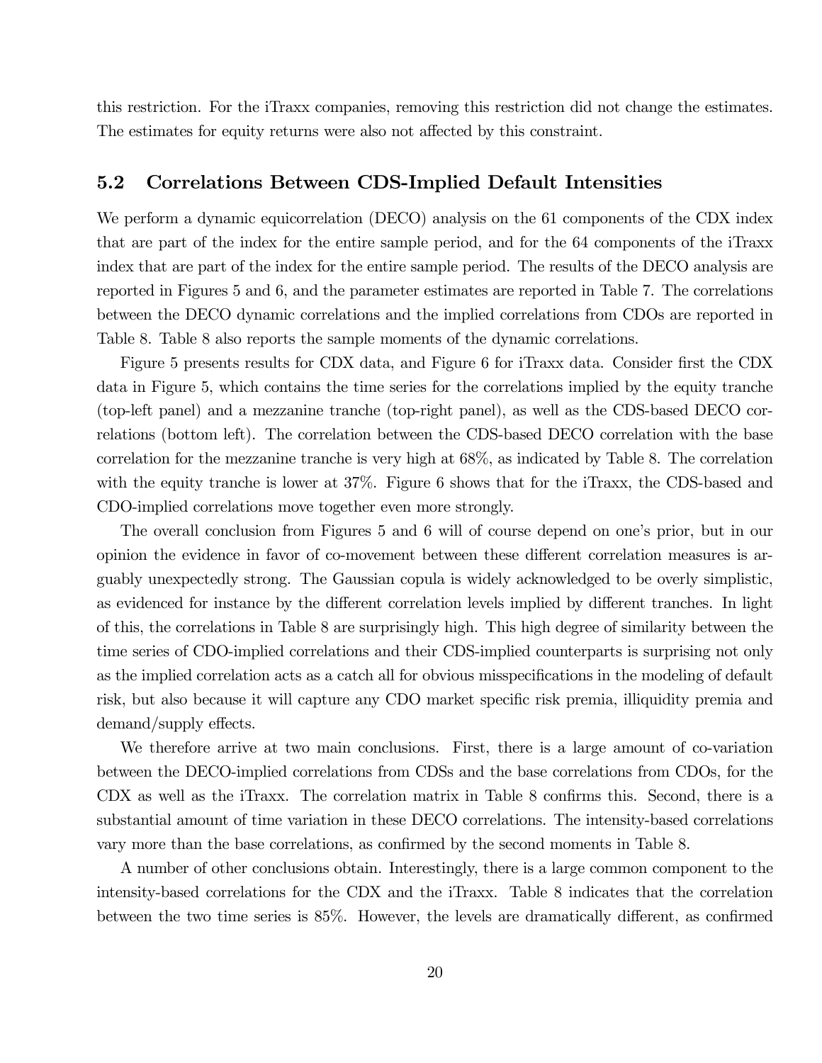this restriction. For the iTraxx companies, removing this restriction did not change the estimates. The estimates for equity returns were also not affected by this constraint.

### 5.2 Correlations Between CDS-Implied Default Intensities

We perform a dynamic equicorrelation (DECO) analysis on the 61 components of the CDX index that are part of the index for the entire sample period, and for the 64 components of the iTraxx index that are part of the index for the entire sample period. The results of the DECO analysis are reported in Figures 5 and 6, and the parameter estimates are reported in Table 7. The correlations between the DECO dynamic correlations and the implied correlations from CDOs are reported in Table 8. Table 8 also reports the sample moments of the dynamic correlations.

Figure 5 presents results for CDX data, and Figure 6 for iTraxx data. Consider first the CDX data in Figure 5, which contains the time series for the correlations implied by the equity tranche (top-left panel) and a mezzanine tranche (top-right panel), as well as the CDS-based DECO correlations (bottom left). The correlation between the CDS-based DECO correlation with the base correlation for the mezzanine tranche is very high at 68%, as indicated by Table 8. The correlation with the equity tranche is lower at 37%. Figure 6 shows that for the iTraxx, the CDS-based and CDO-implied correlations move together even more strongly.

The overall conclusion from Figures 5 and 6 will of course depend on one's prior, but in our opinion the evidence in favor of co-movement between these different correlation measures is arguably unexpectedly strong. The Gaussian copula is widely acknowledged to be overly simplistic, as evidenced for instance by the different correlation levels implied by different tranches. In light of this, the correlations in Table 8 are surprisingly high. This high degree of similarity between the time series of CDO-implied correlations and their CDS-implied counterparts is surprising not only as the implied correlation acts as a catch all for obvious misspecifications in the modeling of default risk, but also because it will capture any CDO market specific risk premia, illiquidity premia and demand/supply effects.

We therefore arrive at two main conclusions. First, there is a large amount of co-variation between the DECO-implied correlations from CDSs and the base correlations from CDOs, for the CDX as well as the iTraxx. The correlation matrix in Table 8 confirms this. Second, there is a substantial amount of time variation in these DECO correlations. The intensity-based correlations vary more than the base correlations, as confirmed by the second moments in Table 8.

A number of other conclusions obtain. Interestingly, there is a large common component to the intensity-based correlations for the CDX and the iTraxx. Table 8 indicates that the correlation between the two time series is 85%. However, the levels are dramatically different, as confirmed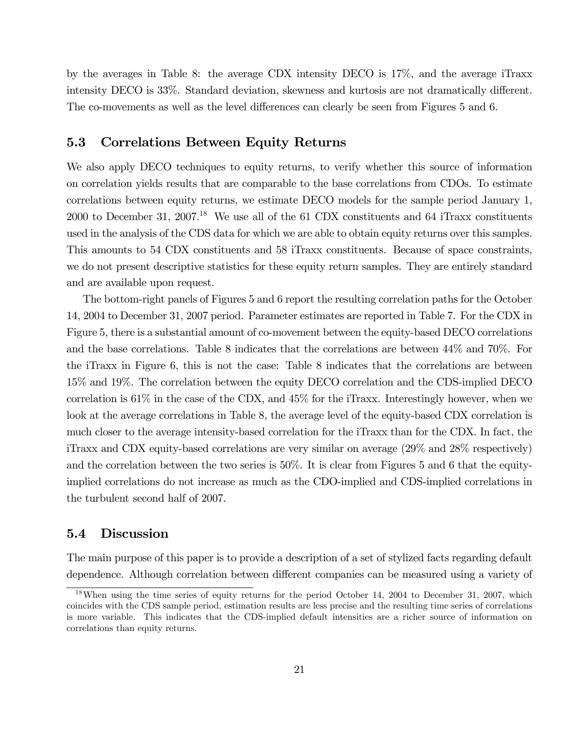by the averages in Table 8: the average CDX intensity DECO is 17%, and the average iTraxx intensity DECO is 33%. Standard deviation, skewness and kurtosis are not dramatically different. The co-movements as well as the level differences can clearly be seen from Figures 5 and 6.

## 5.3 Correlations Between Equity Returns

We also apply DECO techniques to equity returns, to verify whether this source of information on correlation yields results that are comparable to the base correlations from CDOs. To estimate correlations between equity returns, we estimate DECO models for the sample period January 1, 2000 to December 31, 2007.[18] We use all of the 61 CDX constituents and 64 iTraxx constituents used in the analysis of the CDS data for which we are able to obtain equity returns over this samples. This amounts to 54 CDX constituents and 58 iTraxx constituents. Because of space constraints, we do not present descriptive statistics for these equity return samples. They are entirely standard and are available upon request.

The bottom-right panels of Figures 5 and 6 report the resulting correlation paths for the October 14, 2004 to December 31, 2007 period. Parameter estimates are reported in Table 7. For the CDX in Figure 5, there is a substantial amount of co-movement between the equity-based DECO correlations and the base correlations. Table 8 indicates that the correlations are between 44% and 70%. For the iTraxx in Figure 6, this is not the case: Table 8 indicates that the correlations are between 15% and 19%. The correlation between the equity DECO correlation and the CDS-implied DECO correlation is 61% in the case of the CDX, and 45% for the iTraxx. Interestingly however, when we look at the average correlations in Table 8, the average level of the equity-based CDX correlation is much closer to the average intensity-based correlation for the iTraxx than for the CDX. In fact, the iTraxx and CDX equity-based correlations are very similar on average (29% and 28% respectively) and the correlation between the two series is 50%. It is clear from Figures 5 and 6 that the equity-implied correlations do not increase as much as the CDO-implied and CDS-implied correlations in the turbulent second half of 2007.

## 5.4 Discussion

The main purpose of this paper is to provide a description of a set of stylized facts regarding default dependence. Although correlation between different companies can be measured using a variety of

---

[18] When using the time series of equity returns for the period October 14, 2004 to December 31, 2007, which coincides with the CDS sample period, estimation results are less precise and the resulting time series of correlations is more variable. This indicates that the CDS-implied default intensities are a richer source of information on correlations than equity returns.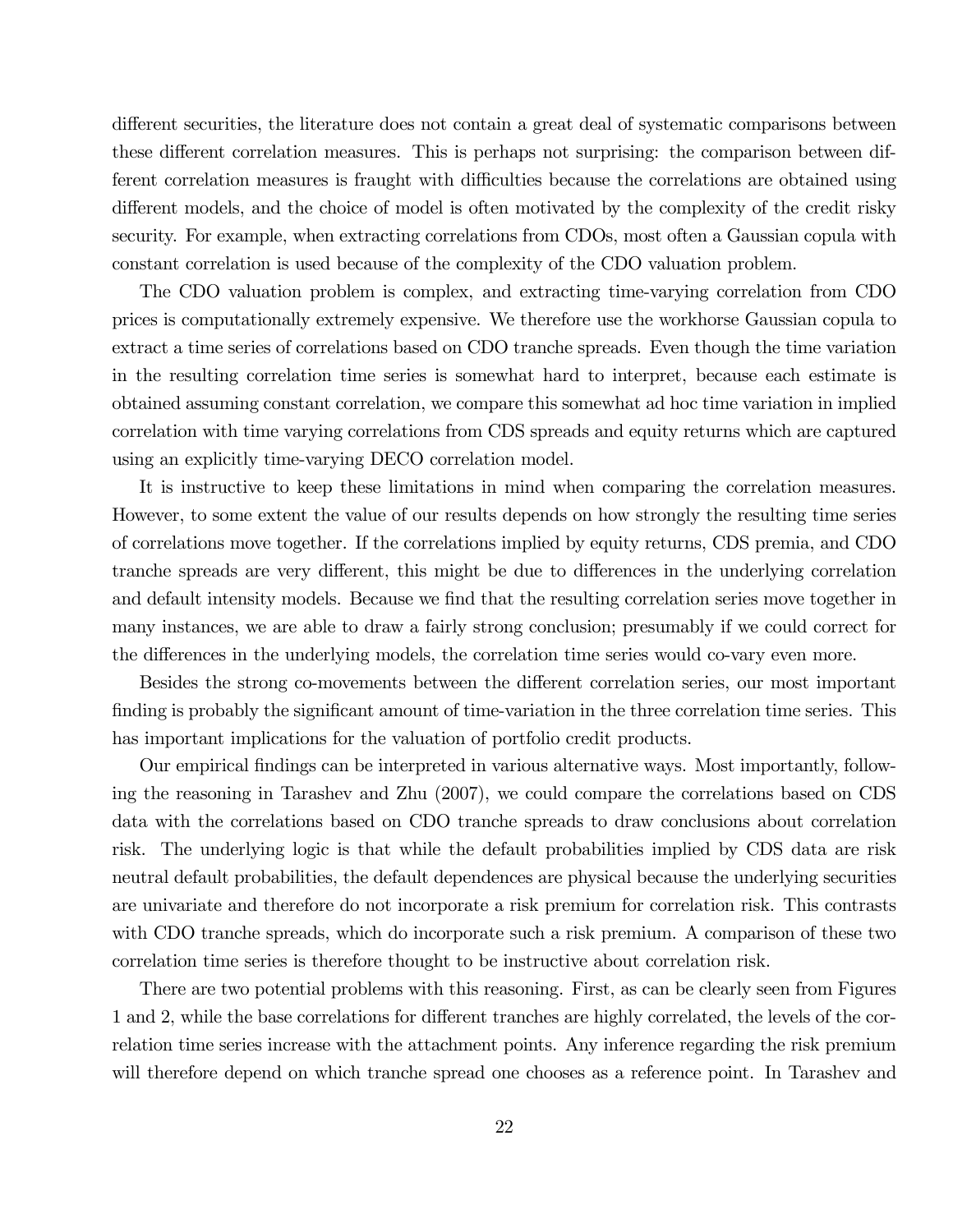different securities, the literature does not contain a great deal of systematic comparisons between these different correlation measures. This is perhaps not surprising: the comparison between different correlation measures is fraught with difficulties because the correlations are obtained using different models, and the choice of model is often motivated by the complexity of the credit risky security. For example, when extracting correlations from CDOs, most often a Gaussian copula with constant correlation is used because of the complexity of the CDO valuation problem.

The CDO valuation problem is complex, and extracting time-varying correlation from CDO prices is computationally extremely expensive. We therefore use the workhorse Gaussian copula to extract a time series of correlations based on CDO tranche spreads. Even though the time variation in the resulting correlation time series is somewhat hard to interpret, because each estimate is obtained assuming constant correlation, we compare this somewhat ad hoc time variation in implied correlation with time varying correlations from CDS spreads and equity returns which are captured using an explicitly time-varying DECO correlation model.

It is instructive to keep these limitations in mind when comparing the correlation measures. However, to some extent the value of our results depends on how strongly the resulting time series of correlations move together. If the correlations implied by equity returns, CDS premia, and CDO tranche spreads are very different, this might be due to differences in the underlying correlation and default intensity models. Because we find that the resulting correlation series move together in many instances, we are able to draw a fairly strong conclusion; presumably if we could correct for the differences in the underlying models, the correlation time series would co-vary even more.

Besides the strong co-movements between the different correlation series, our most important finding is probably the significant amount of time-variation in the three correlation time series. This has important implications for the valuation of portfolio credit products.

Our empirical findings can be interpreted in various alternative ways. Most importantly, following the reasoning in Tarashev and Zhu (2007), we could compare the correlations based on CDS data with the correlations based on CDO tranche spreads to draw conclusions about correlation risk. The underlying logic is that while the default probabilities implied by CDS data are risk neutral default probabilities, the default dependences are physical because the underlying securities are univariate and therefore do not incorporate a risk premium for correlation risk. This contrasts with CDO tranche spreads, which do incorporate such a risk premium. A comparison of these two correlation time series is therefore thought to be instructive about correlation risk.

There are two potential problems with this reasoning. First, as can be clearly seen from Figures 1 and 2, while the base correlations for different tranches are highly correlated, the levels of the correlation time series increase with the attachment points. Any inference regarding the risk premium will therefore depend on which tranche spread one chooses as a reference point. In Tarashev and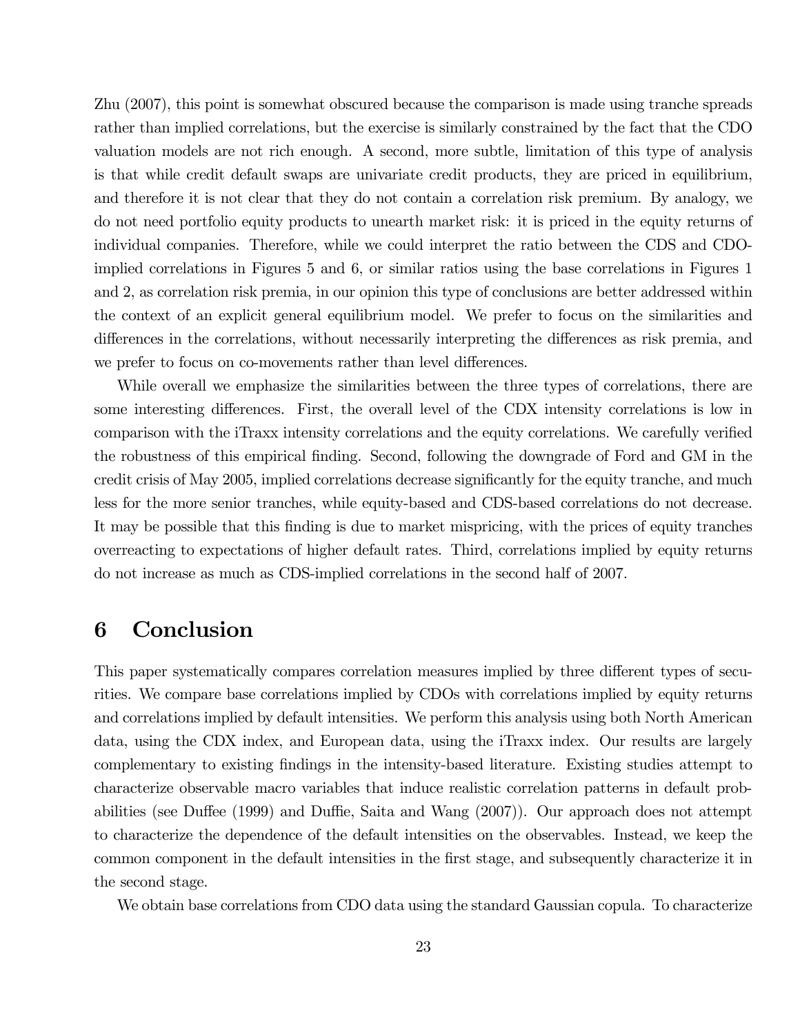Zhu (2007), this point is somewhat obscured because the comparison is made using tranche spreads rather than implied correlations, but the exercise is similarly constrained by the fact that the CDO valuation models are not rich enough. A second, more subtle, limitation of this type of analysis is that while credit default swaps are univariate credit products, they are priced in equilibrium, and therefore it is not clear that they do not contain a correlation risk premium. By analogy, we do not need portfolio equity products to unearth market risk: it is priced in the equity returns of individual companies. Therefore, while we could interpret the ratio between the CDS and CDO-implied correlations in Figures 5 and 6, or similar ratios using the base correlations in Figures 1 and 2, as correlation risk premia, in our opinion this type of conclusions are better addressed within the context of an explicit general equilibrium model. We prefer to focus on the similarities and differences in the correlations, without necessarily interpreting the differences as risk premia, and we prefer to focus on co-movements rather than level differences.

While overall we emphasize the similarities between the three types of correlations, there are some interesting differences. First, the overall level of the CDX intensity correlations is low in comparison with the iTraxx intensity correlations and the equity correlations. We carefully verified the robustness of this empirical finding. Second, following the downgrade of Ford and GM in the credit crisis of May 2005, implied correlations decrease significantly for the equity tranche, and much less for the more senior tranches, while equity-based and CDS-based correlations do not decrease. It may be possible that this finding is due to market mispricing, with the prices of equity tranches overreacting to expectations of higher default rates. Third, correlations implied by equity returns do not increase as much as CDS-implied correlations in the second half of 2007.

# 6 Conclusion

This paper systematically compares correlation measures implied by three different types of securities. We compare base correlations implied by CDOs with correlations implied by equity returns and correlations implied by default intensities. We perform this analysis using both North American data, using the CDX index, and European data, using the iTraxx index. Our results are largely complementary to existing findings in the intensity-based literature. Existing studies attempt to characterize observable macro variables that induce realistic correlation patterns in default probabilities (see Duffee (1999) and Duffie, Saita and Wang (2007)). Our approach does not attempt to characterize the dependence of the default intensities on the observables. Instead, we keep the common component in the default intensities in the first stage, and subsequently characterize it in the second stage.

We obtain base correlations from CDO data using the standard Gaussian copula. To characterize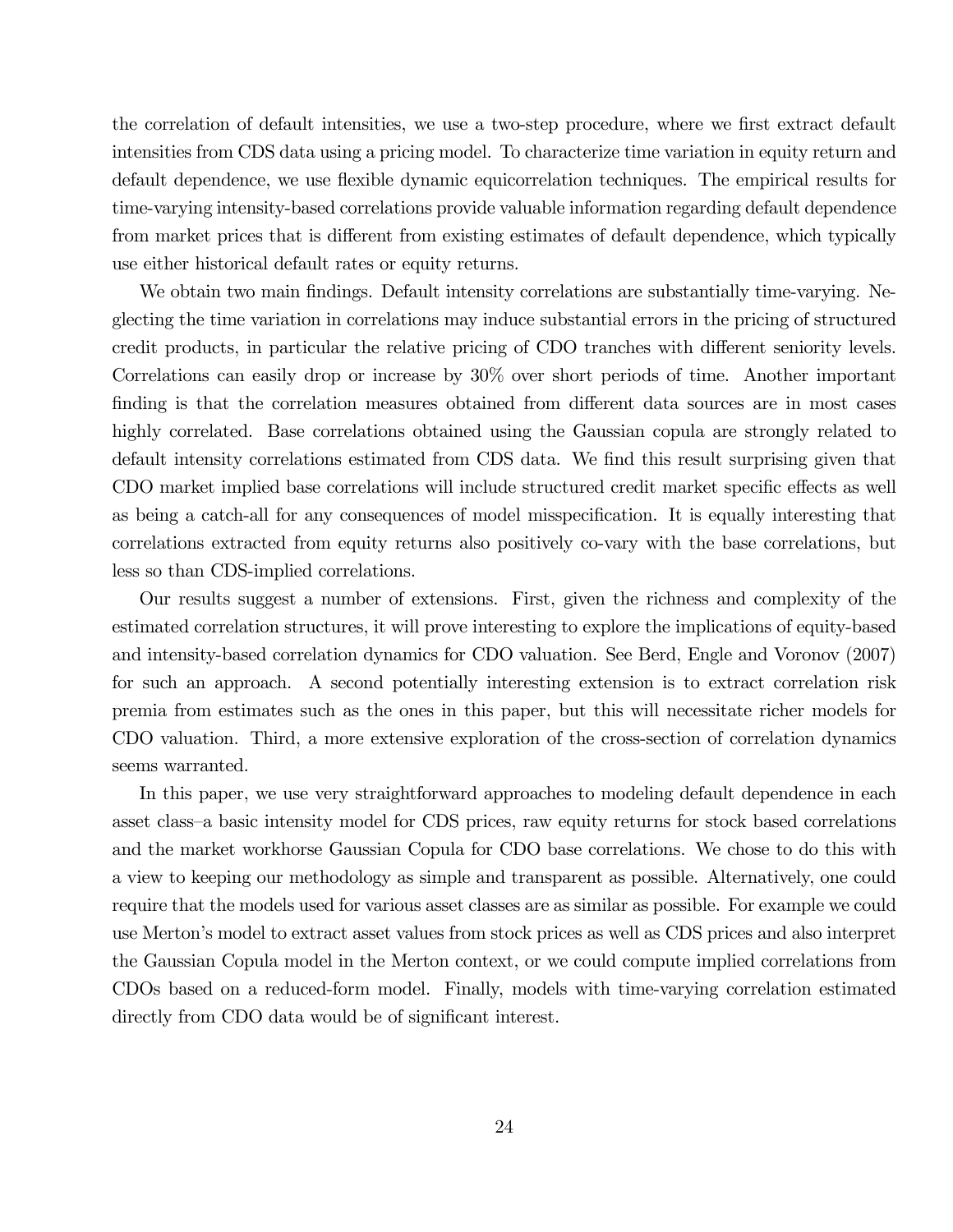the correlation of default intensities, we use a two-step procedure, where we first extract default intensities from CDS data using a pricing model. To characterize time variation in equity return and default dependence, we use flexible dynamic equicorrelation techniques. The empirical results for time-varying intensity-based correlations provide valuable information regarding default dependence from market prices that is different from existing estimates of default dependence, which typically use either historical default rates or equity returns.

We obtain two main findings. Default intensity correlations are substantially time-varying. Neglecting the time variation in correlations may induce substantial errors in the pricing of structured credit products, in particular the relative pricing of CDO tranches with different seniority levels. Correlations can easily drop or increase by 30% over short periods of time. Another important finding is that the correlation measures obtained from different data sources are in most cases highly correlated. Base correlations obtained using the Gaussian copula are strongly related to default intensity correlations estimated from CDS data. We find this result surprising given that CDO market implied base correlations will include structured credit market specific effects as well as being a catch-all for any consequences of model misspecification. It is equally interesting that correlations extracted from equity returns also positively co-vary with the base correlations, but less so than CDS-implied correlations.

Our results suggest a number of extensions. First, given the richness and complexity of the estimated correlation structures, it will prove interesting to explore the implications of equity-based and intensity-based correlation dynamics for CDO valuation. See Berd, Engle and Voronov (2007) for such an approach. A second potentially interesting extension is to extract correlation risk premia from estimates such as the ones in this paper, but this will necessitate richer models for CDO valuation. Third, a more extensive exploration of the cross-section of correlation dynamics seems warranted.

In this paper, we use very straightforward approaches to modeling default dependence in each asset class–a basic intensity model for CDS prices, raw equity returns for stock based correlations and the market workhorse Gaussian Copula for CDO base correlations. We chose to do this with a view to keeping our methodology as simple and transparent as possible. Alternatively, one could require that the models used for various asset classes are as similar as possible. For example we could use Merton's model to extract asset values from stock prices as well as CDS prices and also interpret the Gaussian Copula model in the Merton context, or we could compute implied correlations from CDOs based on a reduced-form model. Finally, models with time-varying correlation estimated directly from CDO data would be of significant interest.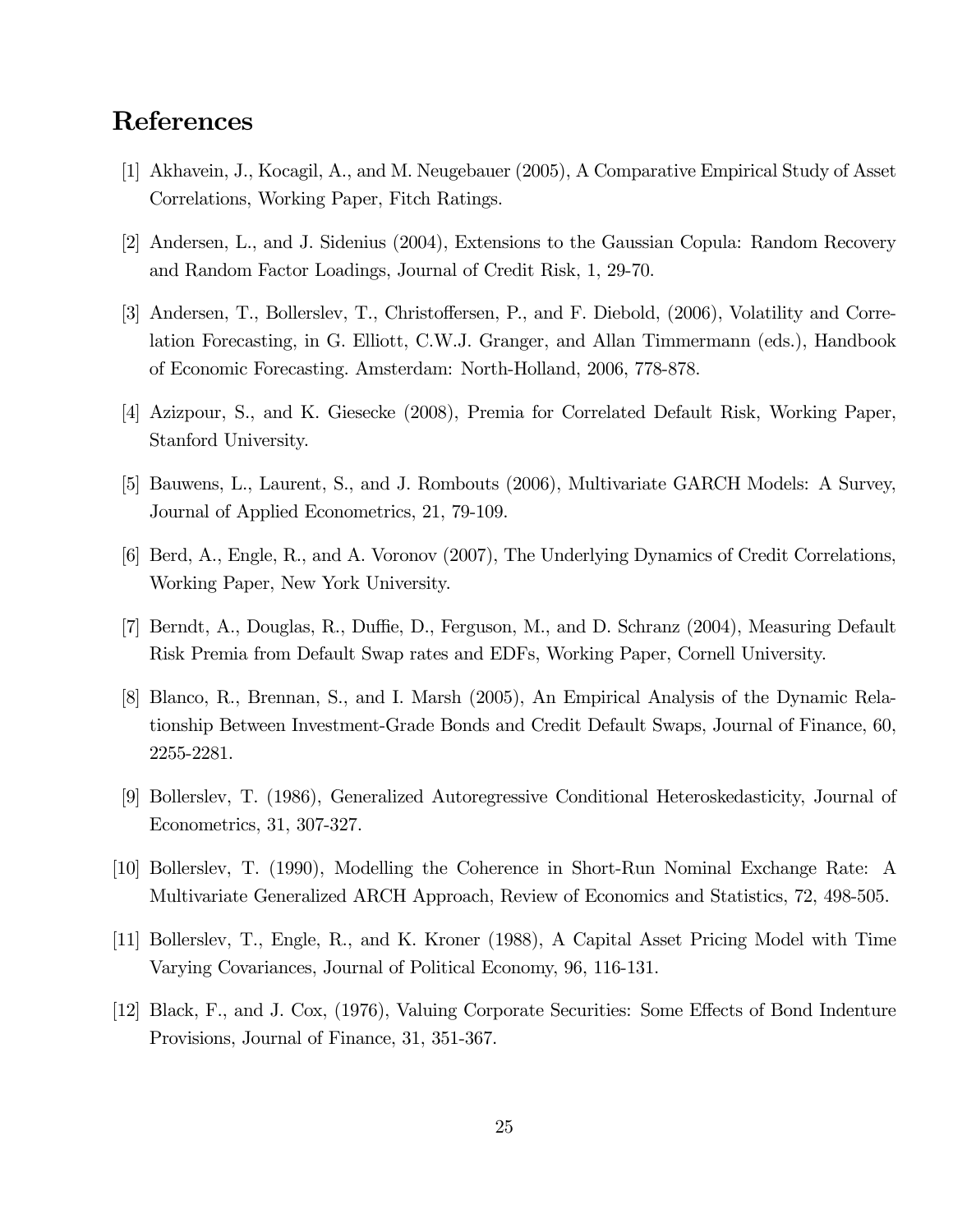# References

[1] Akhavein, J., Kocagil, A., and M. Neugebauer (2005), A Comparative Empirical Study of Asset Correlations, Working Paper, Fitch Ratings.

[2] Andersen, L., and J. Sidenius (2004), Extensions to the Gaussian Copula: Random Recovery and Random Factor Loadings, Journal of Credit Risk, 1, 29-70.

[3] Andersen, T., Bollerslev, T., Christoffersen, P., and F. Diebold, (2006), Volatility and Correlation Forecasting, in G. Elliott, C.W.J. Granger, and Allan Timmermann (eds.), Handbook of Economic Forecasting. Amsterdam: North-Holland, 2006, 778-878.

[4] Azizpour, S., and K. Giesecke (2008), Premia for Correlated Default Risk, Working Paper, Stanford University.

[5] Bauwens, L., Laurent, S., and J. Rombouts (2006), Multivariate GARCH Models: A Survey, Journal of Applied Econometrics, 21, 79-109.

[6] Berd, A., Engle, R., and A. Voronov (2007), The Underlying Dynamics of Credit Correlations, Working Paper, New York University.

[7] Berndt, A., Douglas, R., Duffie, D., Ferguson, M., and D. Schranz (2004), Measuring Default Risk Premia from Default Swap rates and EDFs, Working Paper, Cornell University.

[8] Blanco, R., Brennan, S., and I. Marsh (2005), An Empirical Analysis of the Dynamic Relationship Between Investment-Grade Bonds and Credit Default Swaps, Journal of Finance, 60, 2255-2281.

[9] Bollerslev, T. (1986), Generalized Autoregressive Conditional Heteroskedasticity, Journal of Econometrics, 31, 307-327.

[10] Bollerslev, T. (1990), Modelling the Coherence in Short-Run Nominal Exchange Rate: A Multivariate Generalized ARCH Approach, Review of Economics and Statistics, 72, 498-505.

[11] Bollerslev, T., Engle, R., and K. Kroner (1988), A Capital Asset Pricing Model with Time Varying Covariances, Journal of Political Economy, 96, 116-131.

[12] Black, F., and J. Cox, (1976), Valuing Corporate Securities: Some Effects of Bond Indenture Provisions, Journal of Finance, 31, 351-367.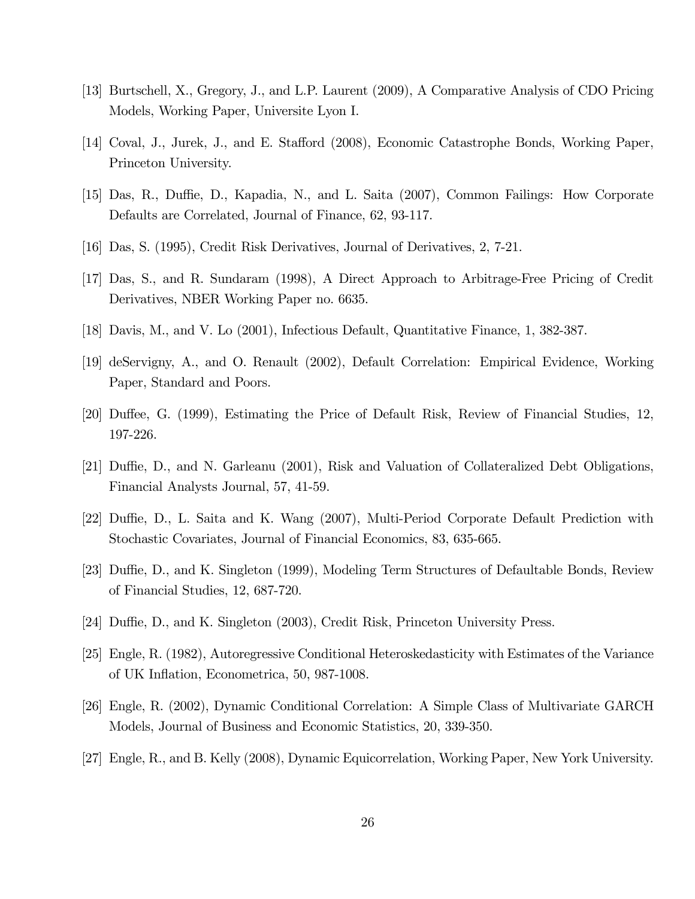[13] Burtschell, X., Gregory, J., and L.P. Laurent (2009), A Comparative Analysis of CDO Pricing Models, Working Paper, Universite Lyon I.

[14] Coval, J., Jurek, J., and E. Stafford (2008), Economic Catastrophe Bonds, Working Paper, Princeton University.

[15] Das, R., Duffie, D., Kapadia, N., and L. Saita (2007), Common Failings: How Corporate Defaults are Correlated, Journal of Finance, 62, 93-117.

[16] Das, S. (1995), Credit Risk Derivatives, Journal of Derivatives, 2, 7-21.

[17] Das, S., and R. Sundaram (1998), A Direct Approach to Arbitrage-Free Pricing of Credit Derivatives, NBER Working Paper no. 6635.

[18] Davis, M., and V. Lo (2001), Infectious Default, Quantitative Finance, 1, 382-387.

[19] deServigny, A., and O. Renault (2002), Default Correlation: Empirical Evidence, Working Paper, Standard and Poors.

[20] Duffee, G. (1999), Estimating the Price of Default Risk, Review of Financial Studies, 12, 197-226.

[21] Duffie, D., and N. Garleanu (2001), Risk and Valuation of Collateralized Debt Obligations, Financial Analysts Journal, 57, 41-59.

[22] Duffie, D., L. Saita and K. Wang (2007), Multi-Period Corporate Default Prediction with Stochastic Covariates, Journal of Financial Economics, 83, 635-665.

[23] Duffie, D., and K. Singleton (1999), Modeling Term Structures of Defaultable Bonds, Review of Financial Studies, 12, 687-720.

[24] Duffie, D., and K. Singleton (2003), Credit Risk, Princeton University Press.

[25] Engle, R. (1982), Autoregressive Conditional Heteroskedasticity with Estimates of the Variance of UK Inflation, Econometrica, 50, 987-1008.

[26] Engle, R. (2002), Dynamic Conditional Correlation: A Simple Class of Multivariate GARCH Models, Journal of Business and Economic Statistics, 20, 339-350.

[27] Engle, R., and B. Kelly (2008), Dynamic Equicorrelation, Working Paper, New York University.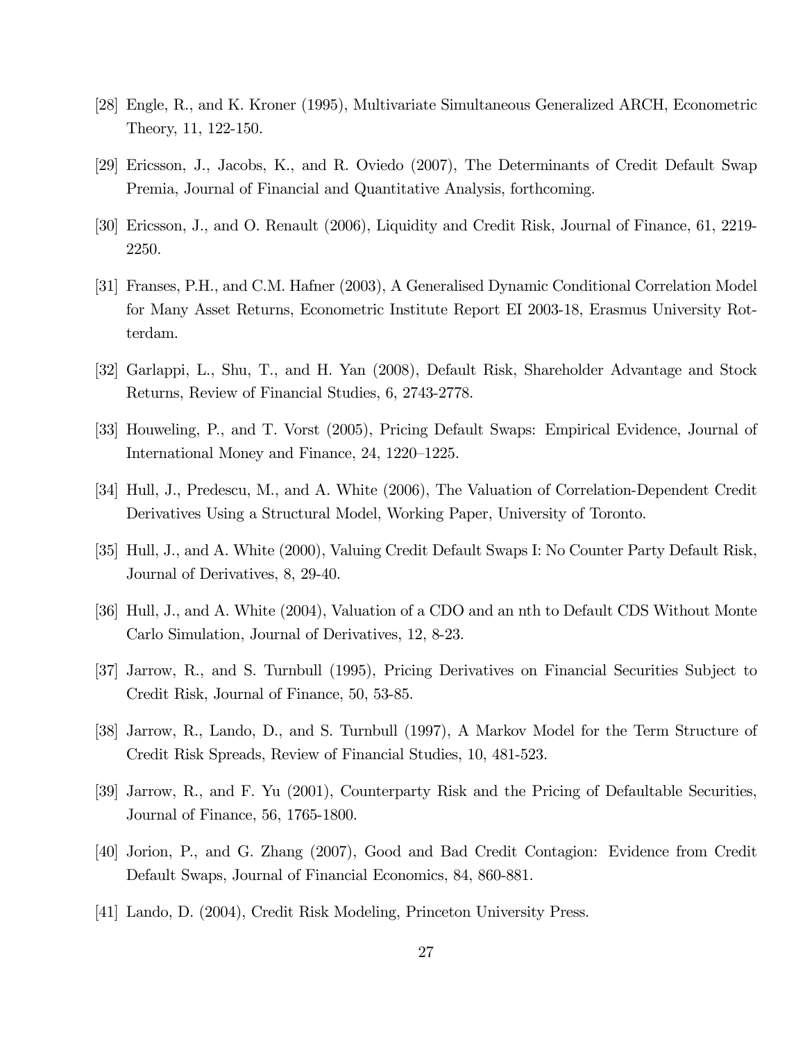[28] Engle, R., and K. Kroner (1995), Multivariate Simultaneous Generalized ARCH, Econometric Theory, 11, 122-150.

[29] Ericsson, J., Jacobs, K., and R. Oviedo (2007), The Determinants of Credit Default Swap Premia, Journal of Financial and Quantitative Analysis, forthcoming.

[30] Ericsson, J., and O. Renault (2006), Liquidity and Credit Risk, Journal of Finance, 61, 2219-2250.

[31] Franses, P.H., and C.M. Hafner (2003), A Generalised Dynamic Conditional Correlation Model for Many Asset Returns, Econometric Institute Report EI 2003-18, Erasmus University Rotterdam.

[32] Garlappi, L., Shu, T., and H. Yan (2008), Default Risk, Shareholder Advantage and Stock Returns, Review of Financial Studies, 6, 2743-2778.

[33] Houweling, P., and T. Vorst (2005), Pricing Default Swaps: Empirical Evidence, Journal of International Money and Finance, 24, 1220–1225.

[34] Hull, J., Predescu, M., and A. White (2006), The Valuation of Correlation-Dependent Credit Derivatives Using a Structural Model, Working Paper, University of Toronto.

[35] Hull, J., and A. White (2000), Valuing Credit Default Swaps I: No Counter Party Default Risk, Journal of Derivatives, 8, 29-40.

[36] Hull, J., and A. White (2004), Valuation of a CDO and an nth to Default CDS Without Monte Carlo Simulation, Journal of Derivatives, 12, 8-23.

[37] Jarrow, R., and S. Turnbull (1995), Pricing Derivatives on Financial Securities Subject to Credit Risk, Journal of Finance, 50, 53-85.

[38] Jarrow, R., Lando, D., and S. Turnbull (1997), A Markov Model for the Term Structure of Credit Risk Spreads, Review of Financial Studies, 10, 481-523.

[39] Jarrow, R., and F. Yu (2001), Counterparty Risk and the Pricing of Defaultable Securities, Journal of Finance, 56, 1765-1800.

[40] Jorion, P., and G. Zhang (2007), Good and Bad Credit Contagion: Evidence from Credit Default Swaps, Journal of Financial Economics, 84, 860-881.

[41] Lando, D. (2004), Credit Risk Modeling, Princeton University Press.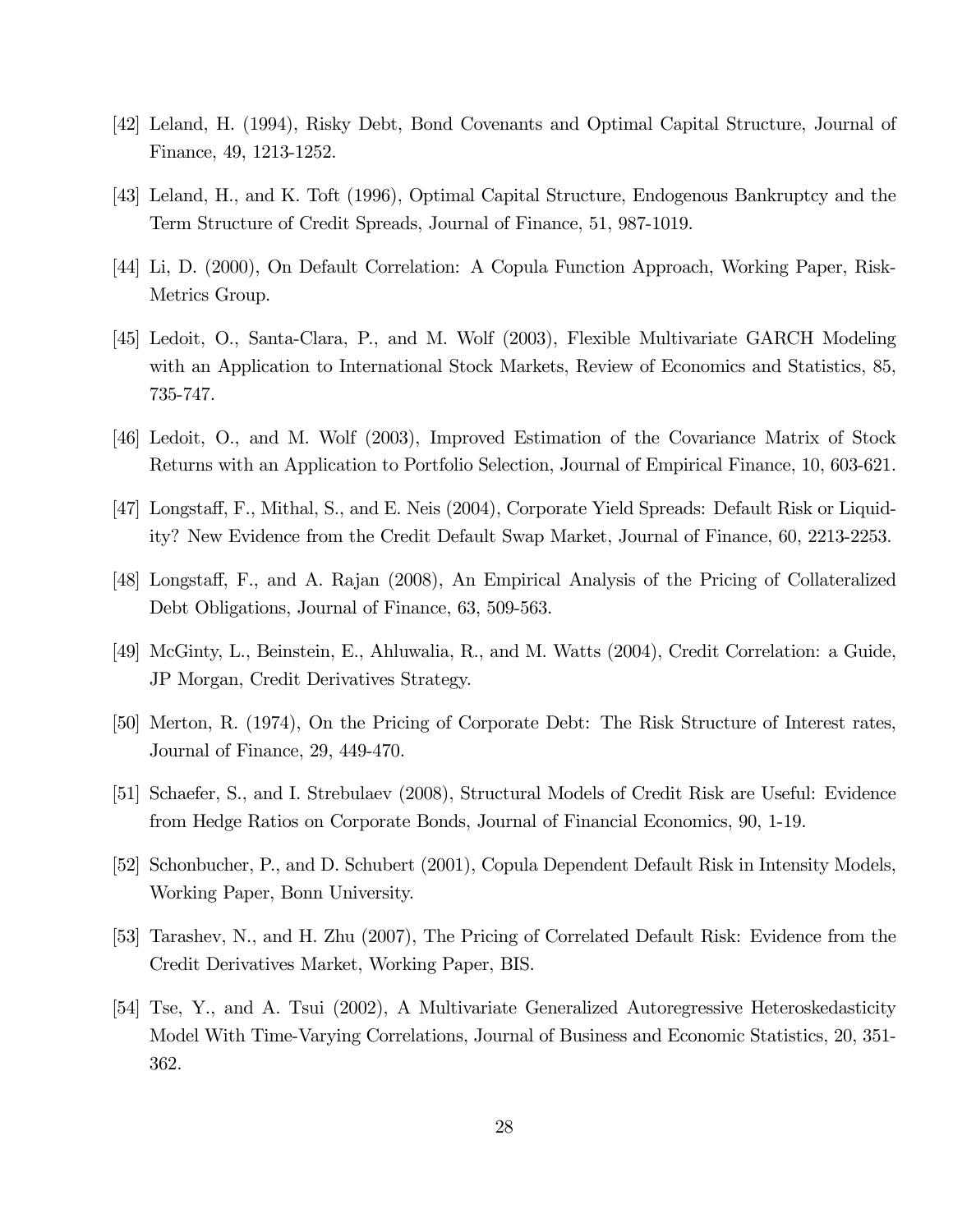[42] Leland, H. (1994), Risky Debt, Bond Covenants and Optimal Capital Structure, Journal of Finance, 49, 1213-1252.

[43] Leland, H., and K. Toft (1996), Optimal Capital Structure, Endogenous Bankruptcy and the Term Structure of Credit Spreads, Journal of Finance, 51, 987-1019.

[44] Li, D. (2000), On Default Correlation: A Copula Function Approach, Working Paper, Risk-Metrics Group.

[45] Ledoit, O., Santa-Clara, P., and M. Wolf (2003), Flexible Multivariate GARCH Modeling with an Application to International Stock Markets, Review of Economics and Statistics, 85, 735-747.

[46] Ledoit, O., and M. Wolf (2003), Improved Estimation of the Covariance Matrix of Stock Returns with an Application to Portfolio Selection, Journal of Empirical Finance, 10, 603-621.

[47] Longstaff, F., Mithal, S., and E. Neis (2004), Corporate Yield Spreads: Default Risk or Liquidity? New Evidence from the Credit Default Swap Market, Journal of Finance, 60, 2213-2253.

[48] Longstaff, F., and A. Rajan (2008), An Empirical Analysis of the Pricing of Collateralized Debt Obligations, Journal of Finance, 63, 509-563.

[49] McGinty, L., Beinstein, E., Ahluwalia, R., and M. Watts (2004), Credit Correlation: a Guide, JP Morgan, Credit Derivatives Strategy.

[50] Merton, R. (1974), On the Pricing of Corporate Debt: The Risk Structure of Interest rates, Journal of Finance, 29, 449-470.

[51] Schaefer, S., and I. Strebulaev (2008), Structural Models of Credit Risk are Useful: Evidence from Hedge Ratios on Corporate Bonds, Journal of Financial Economics, 90, 1-19.

[52] Schonbucher, P., and D. Schubert (2001), Copula Dependent Default Risk in Intensity Models, Working Paper, Bonn University.

[53] Tarashev, N., and H. Zhu (2007), The Pricing of Correlated Default Risk: Evidence from the Credit Derivatives Market, Working Paper, BIS.

[54] Tse, Y., and A. Tsui (2002), A Multivariate Generalized Autoregressive Heteroskedasticity Model With Time-Varying Correlations, Journal of Business and Economic Statistics, 20, 351-362.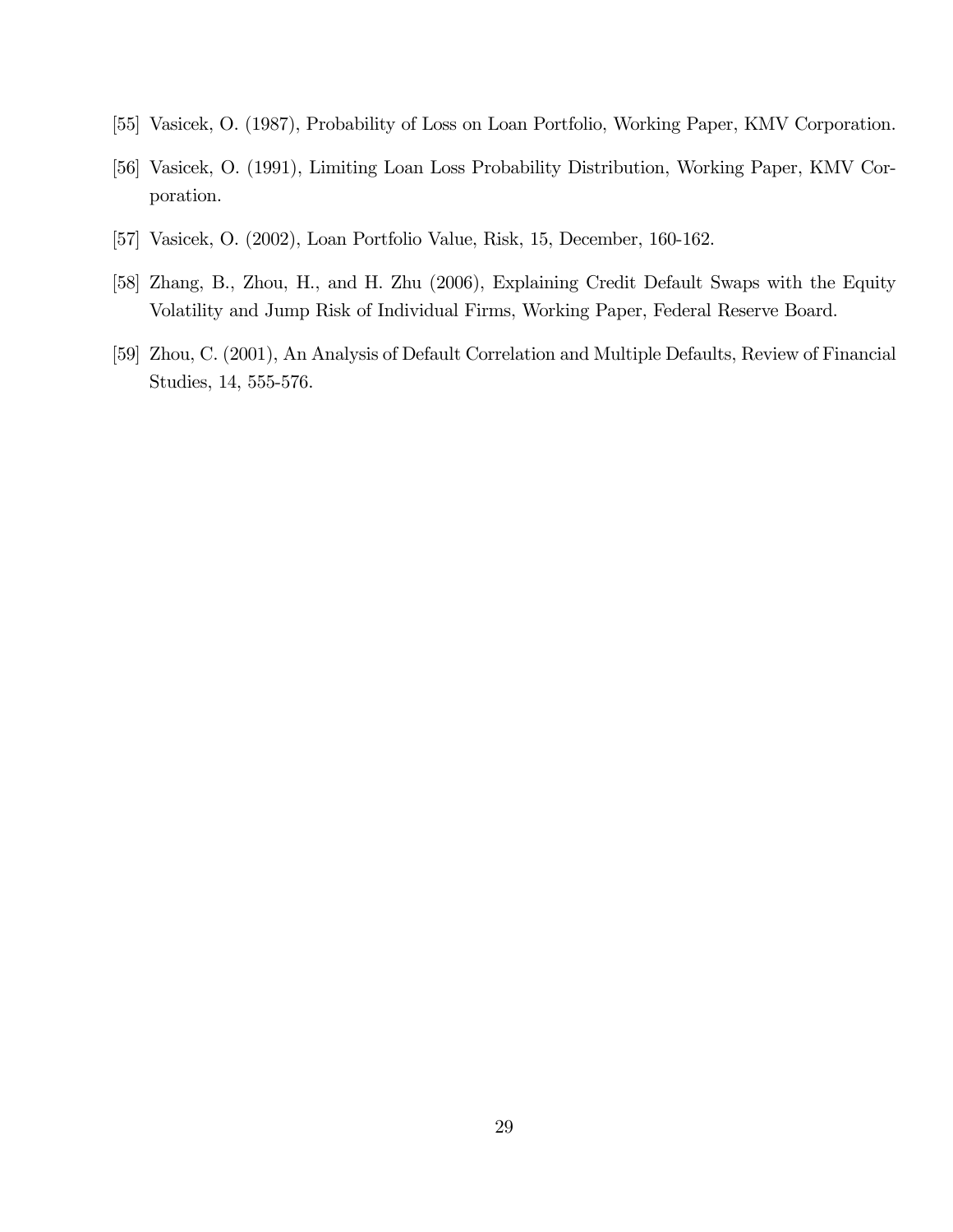[55] Vasicek, O. (1987), Probability of Loss on Loan Portfolio, Working Paper, KMV Corporation.

[56] Vasicek, O. (1991), Limiting Loan Loss Probability Distribution, Working Paper, KMV Corporation.

[57] Vasicek, O. (2002), Loan Portfolio Value, Risk, 15, December, 160-162.

[58] Zhang, B., Zhou, H., and H. Zhu (2006), Explaining Credit Default Swaps with the Equity Volatility and Jump Risk of Individual Firms, Working Paper, Federal Reserve Board.

[59] Zhou, C. (2001), An Analysis of Default Correlation and Multiple Defaults, Review of Financial Studies, 14, 555-576.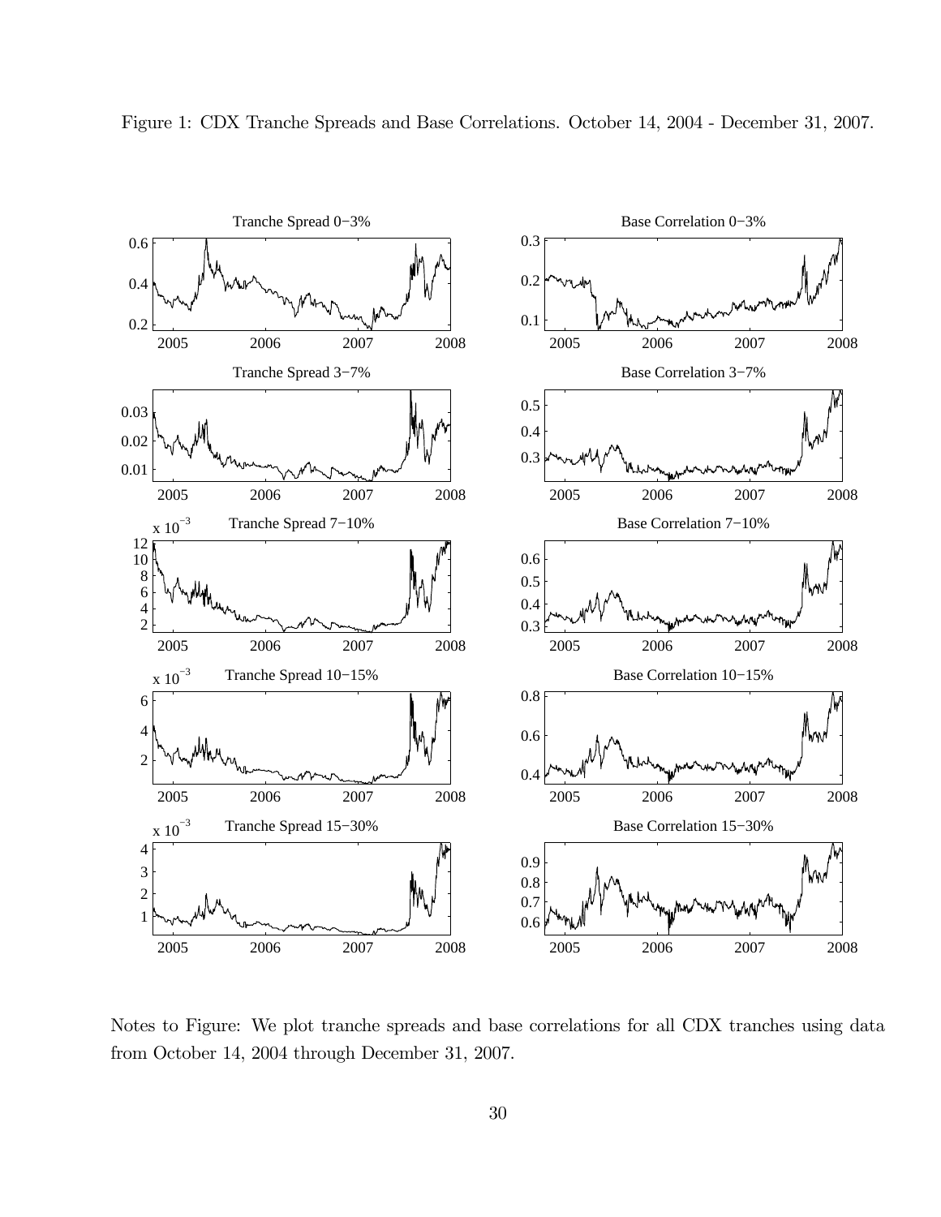Figure 1: CDX Tranche Spreads and Base Correlations. October 14, 2004 - December 31, 2007.

Notes to Figure: We plot tranche spreads and base correlations for all CDX tranches using data from October 14, 2004 through December 31, 2007.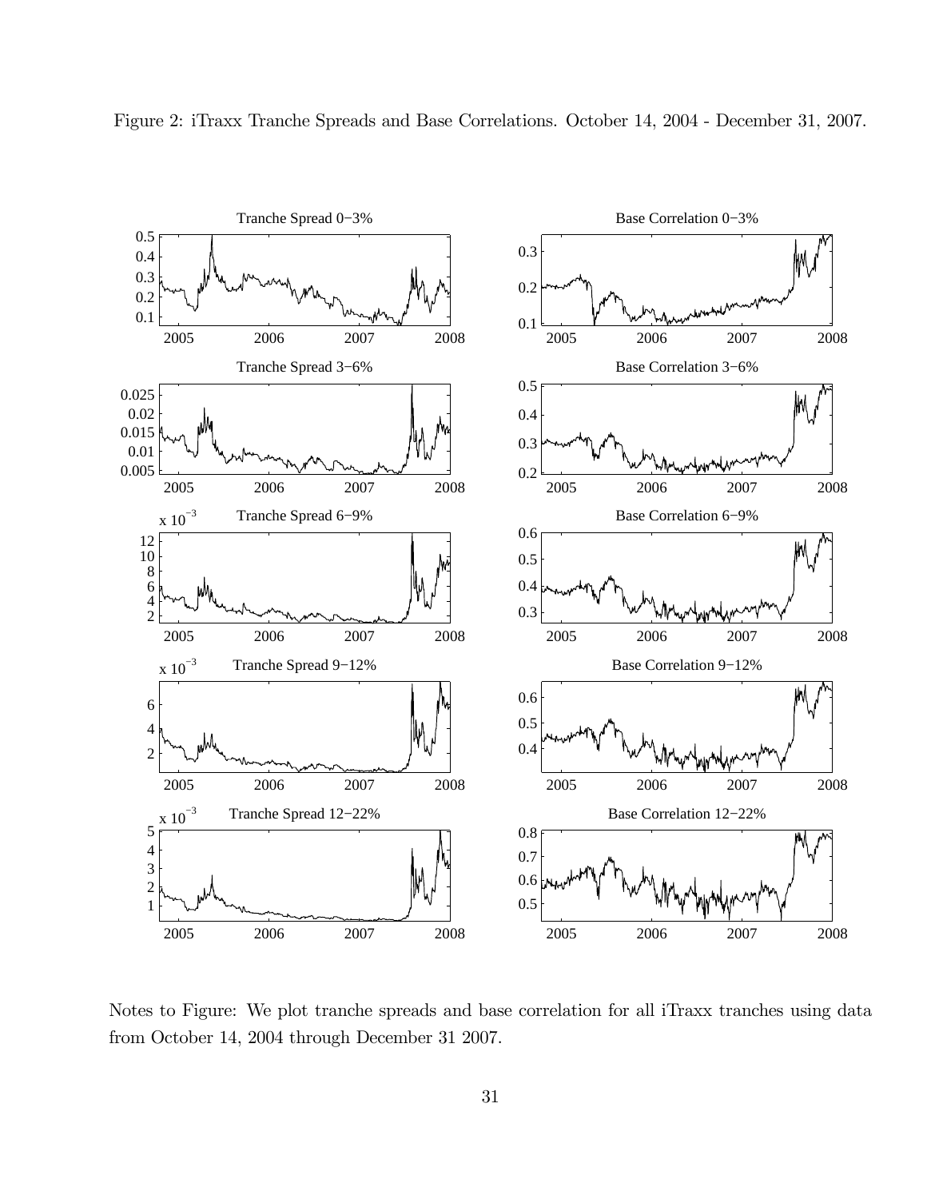Figure 2: iTraxx Tranche Spreads and Base Correlations. October 14, 2004 - December 31, 2007.

Notes to Figure: We plot tranche spreads and base correlation for all iTraxx tranches using data from October 14, 2004 through December 31 2007.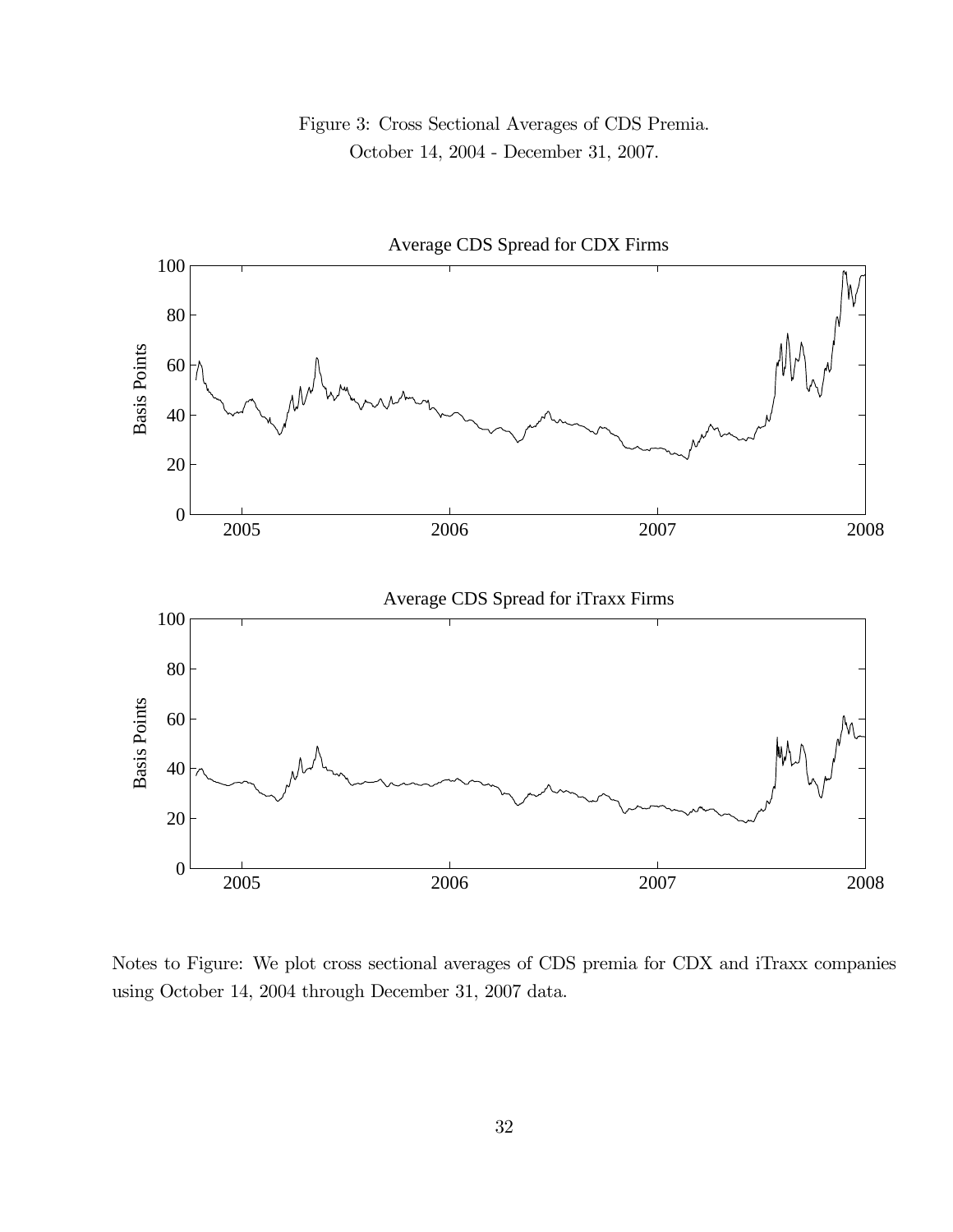Figure 3: Cross Sectional Averages of CDS Premia.
October 14, 2004 - December 31, 2007.

Notes to Figure: We plot cross sectional averages of CDS premia for CDX and iTraxx companies using October 14, 2004 through December 31, 2007 data.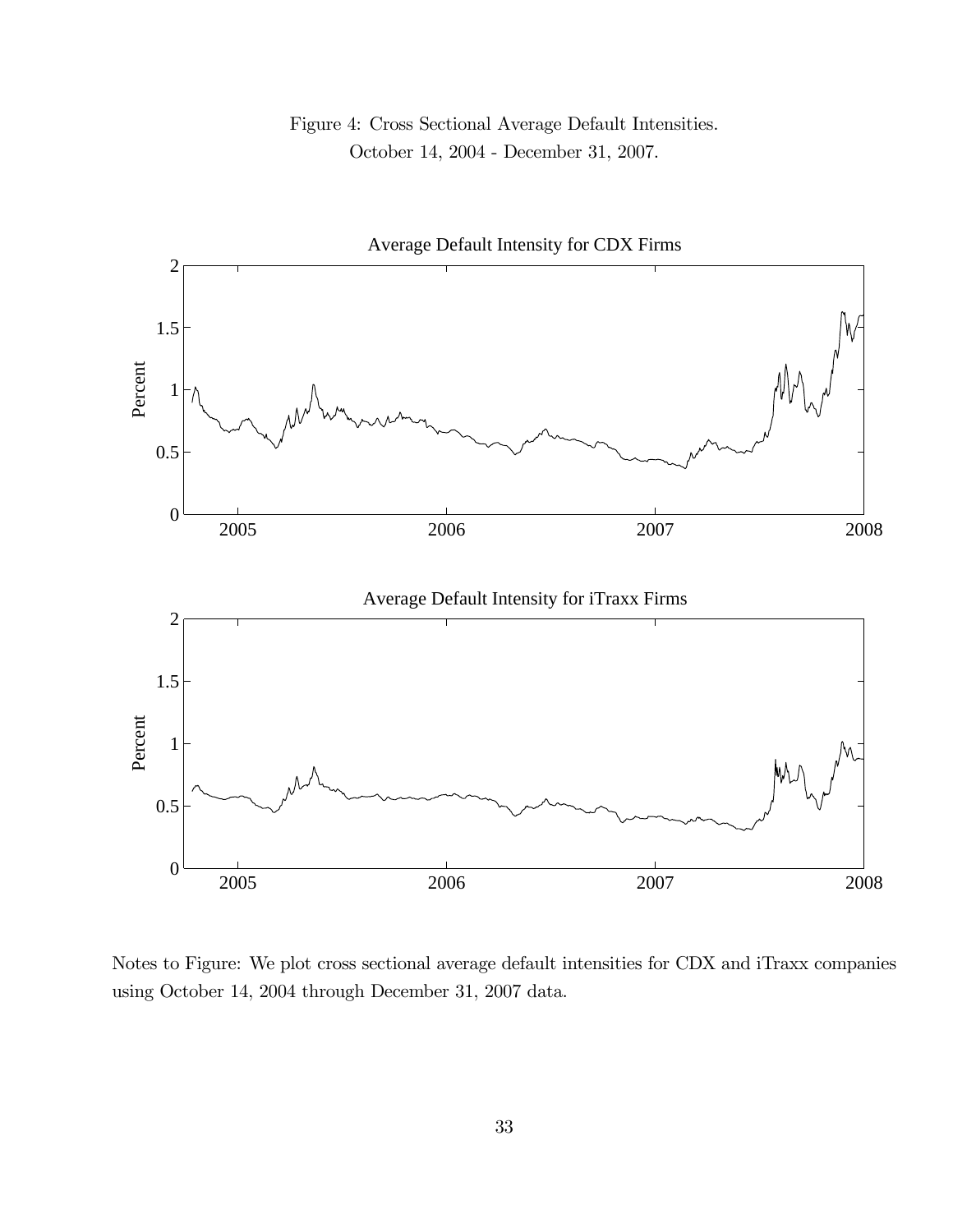Figure 4: Cross Sectional Average Default Intensities.
October 14, 2004 - December 31, 2007.

Notes to Figure: We plot cross sectional average default intensities for CDX and iTraxx companies using October 14, 2004 through December 31, 2007 data.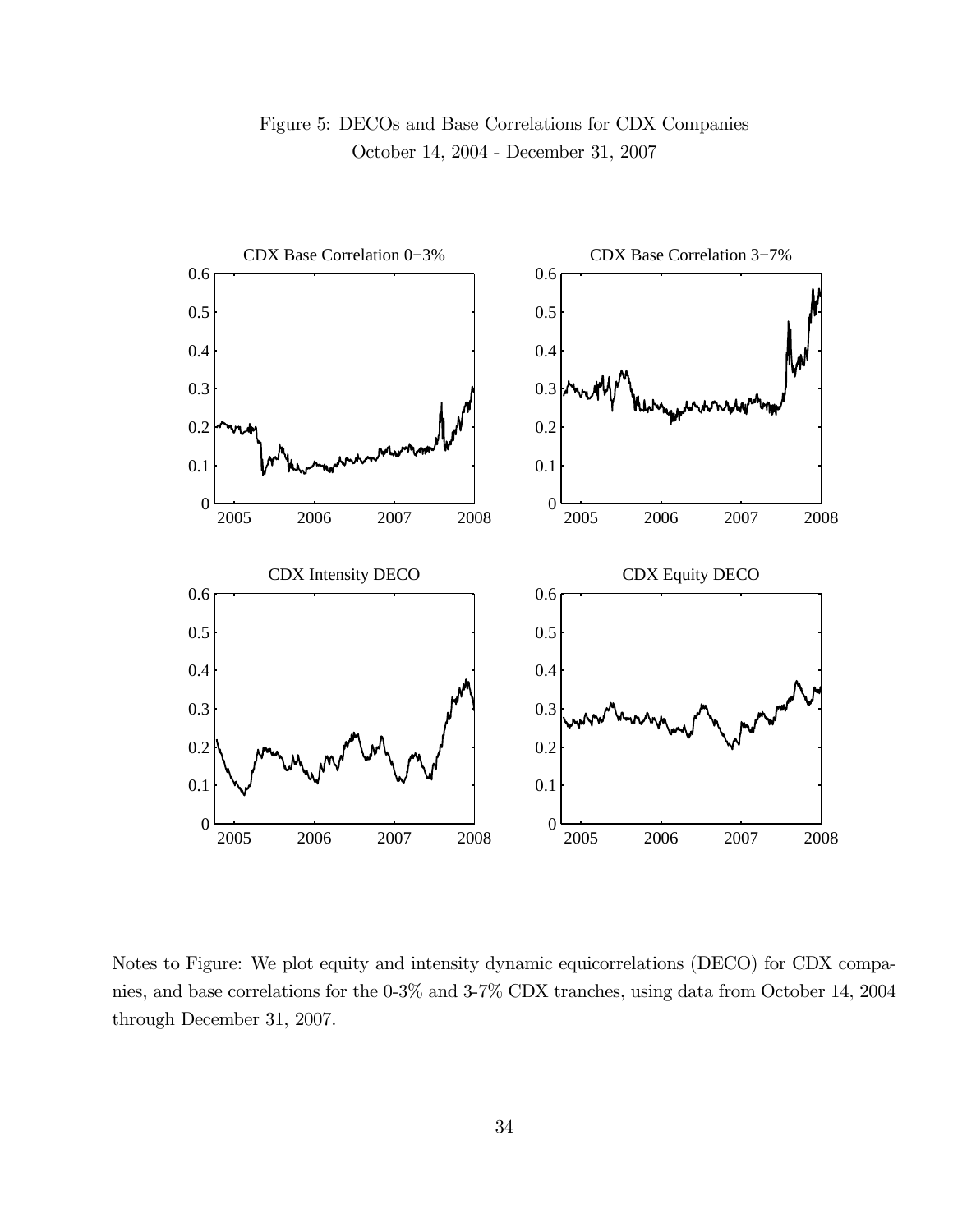Figure 5: DECOs and Base Correlations for CDX Companies
October 14, 2004 - December 31, 2007

Notes to Figure: We plot equity and intensity dynamic equicorrelations (DECO) for CDX companies, and base correlations for the 0-3% and 3-7% CDX tranches, using data from October 14, 2004 through December 31, 2007.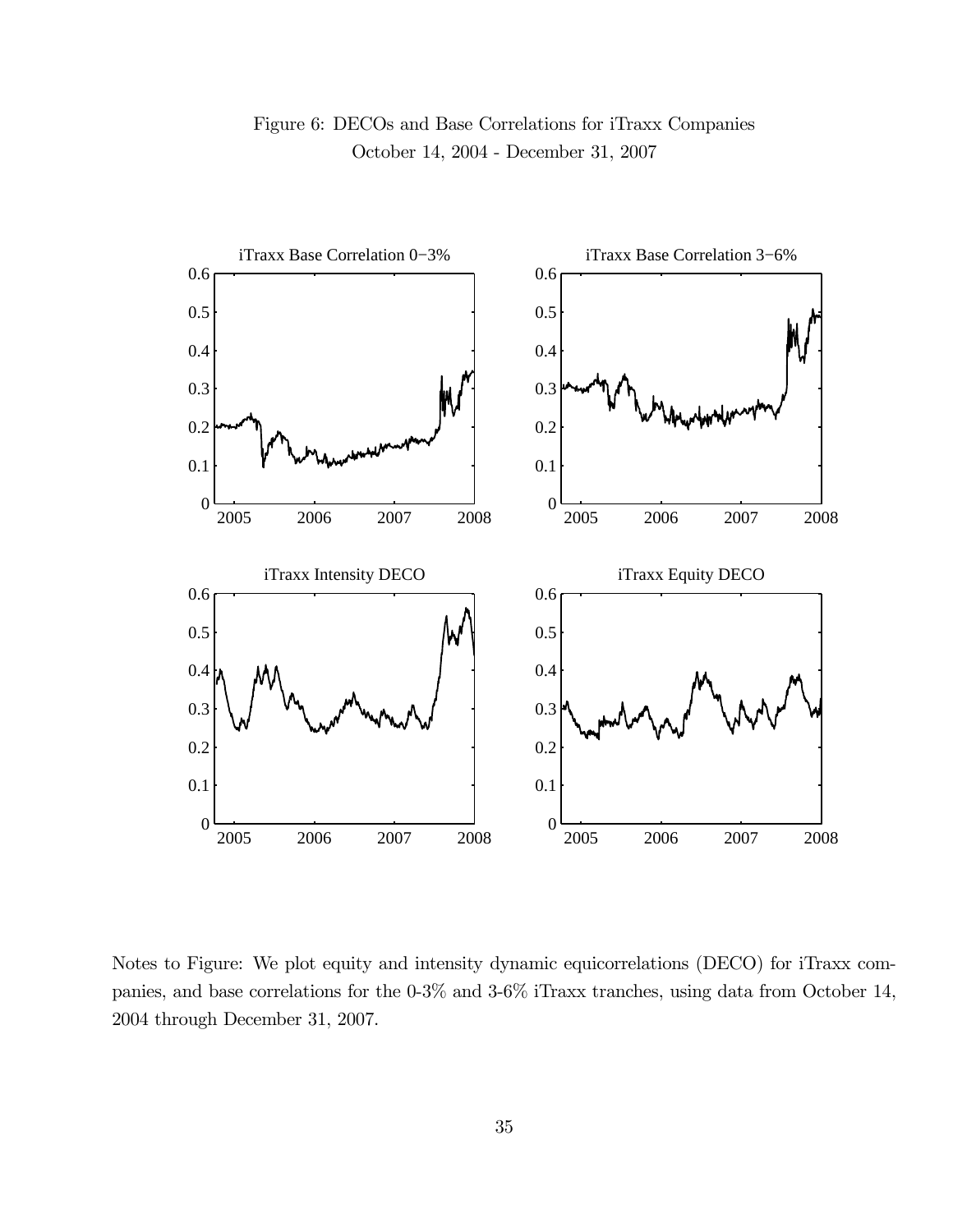Figure 6: DECOs and Base Correlations for iTraxx Companies
October 14, 2004 - December 31, 2007

Notes to Figure: We plot equity and intensity dynamic equicorrelations (DECO) for iTraxx companies, and base correlations for the 0-3% and 3-6% iTraxx tranches, using data from October 14, 2004 through December 31, 2007.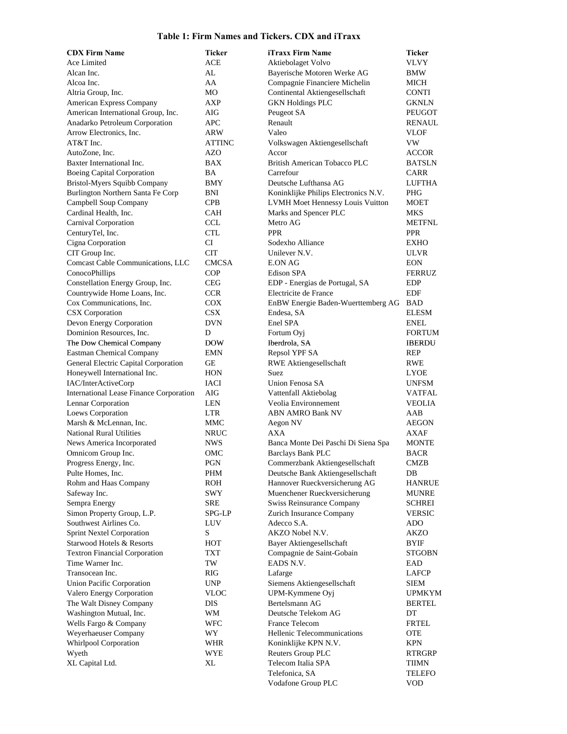**Table 1: Firm Names and Tickers. CDX and iTraxx**

| CDX Firm Name | Ticker | iTraxx Firm Name | Ticker |
|---|---|---|---|
| Ace Limited | ACE | Aktiebolaget Volvo | VLVY |
| Alcan Inc. | AL | Bayerische Motoren Werke AG | BMW |
| Alcoa Inc. | AA | Compagnie Financiere Michelin | MICH |
| Altria Group, Inc. | MO | Continental Aktiengesellschaft | CONTI |
| American Express Company | AXP | GKN Holdings PLC | GKNLN |
| American International Group, Inc. | AIG | Peugeot SA | PEUGOT |
| Anadarko Petroleum Corporation | APC | Renault | RENAUL |
| Arrow Electronics, Inc. | ARW | Valeo | VLOF |
| AT&T Inc. | ATTINC | Volkswagen Aktiengesellschaft | VW |
| AutoZone, Inc. | AZO | Accor | ACCOR |
| Baxter International Inc. | BAX | British American Tobacco PLC | BATSLN |
| Boeing Capital Corporation | BA | Carrefour | CARR |
| Bristol-Myers Squibb Company | BMY | Deutsche Lufthansa AG | LUFTHA |
| Burlington Northern Santa Fe Corp | BNI | Koninklijke Philips Electronics N.V. | PHG |
| Campbell Soup Company | CPB | LVMH Moet Hennessy Louis Vuitton | MOET |
| Cardinal Health, Inc. | CAH | Marks and Spencer PLC | MKS |
| Carnival Corporation | CCL | Metro AG | METFNL |
| CenturyTel, Inc. | CTL | PPR | PPR |
| Cigna Corporation | CI | Sodexho Alliance | EXHO |
| CIT Group Inc. | CIT | Unilever N.V. | ULVR |
| Comcast Cable Communications, LLC | CMCSA | E.ON AG | EON |
| ConocoPhillips | COP | Edison SPA | FERRUZ |
| Constellation Energy Group, Inc. | CEG | EDP - Energias de Portugal, SA | EDP |
| Countrywide Home Loans, Inc. | CCR | Electricite de France | EDF |
| Cox Communications, Inc. | COX | EnBW Energie Baden-Wuerttemberg AG | BAD |
| CSX Corporation | CSX | Endesa, SA | ELESM |
| Devon Energy Corporation | DVN | Enel SPA | ENEL |
| Dominion Resources, Inc. | D | Fortum Oyj | FORTUM |
| The Dow Chemical Company | DOW | Iberdrola, SA | IBERDU |
| Eastman Chemical Company | EMN | Repsol YPF SA | REP |
| General Electric Capital Corporation | GE | RWE Aktiengesellschaft | RWE |
| Honeywell International Inc. | HON | Suez | LYOE |
| IAC/InterActiveCorp | IACI | Union Fenosa SA | UNFSM |
| International Lease Finance Corporation | AIG | Vattenfall Aktiebolag | VATFAL |
| Lennar Corporation | LEN | Veolia Environnement | VEOLIA |
| Loews Corporation | LTR | ABN AMRO Bank NV | AAB |
| Marsh & McLennan, Inc. | MMC | Aegon NV | AEGON |
| National Rural Utilities | NRUC | AXA | AXAF |
| News America Incorporated | NWS | Banca Monte Dei Paschi Di Siena Spa | MONTE |
| Omnicom Group Inc. | OMC | Barclays Bank PLC | BACR |
| Progress Energy, Inc. | PGN | Commerzbank Aktiengesellschaft | CMZB |
| Pulte Homes, Inc. | PHM | Deutsche Bank Aktiengesellschaft | DB |
| Rohm and Haas Company | ROH | Hannover Rueckversicherung AG | HANRUE |
| Safeway Inc. | SWY | Muenchener Rueckversicherung | MUNRE |
| Sempra Energy | SRE | Swiss Reinsurance Company | SCHREI |
| Simon Property Group, L.P. | SPG-LP | Zurich Insurance Company | VERSIC |
| Southwest Airlines Co. | LUV | Adecco S.A. | ADO |
| Sprint Nextel Corporation | S | AKZO Nobel N.V. | AKZO |
| Starwood Hotels & Resorts | HOT | Bayer Aktiengesellschaft | BYIF |
| Textron Financial Corporation | TXT | Compagnie de Saint-Gobain | STGOBN |
| Time Warner Inc. | TW | EADS N.V. | EAD |
| Transocean Inc. | RIG | Lafarge | LAFCP |
| Union Pacific Corporation | UNP | Siemens Aktiengesellschaft | SIEM |
| Valero Energy Corporation | VLOC | UPM-Kymmene Oyj | UPMKYM |
| The Walt Disney Company | DIS | Bertelsmann AG | BERTEL |
| Washington Mutual, Inc. | WM | Deutsche Telekom AG | DT |
| Wells Fargo & Company | WFC | France Telecom | FRTEL |
| Weyerhaeuser Company | WY | Hellenic Telecommunications | OTE |
| Whirlpool Corporation | WHR | Koninklijke KPN N.V. | KPN |
| Wyeth | WYE | Reuters Group PLC | RTRGRP |
| XL Capital Ltd. | XL | Telecom Italia SPA | TIIMN |
| | | Telefonica, SA | TELEFO |
| | | Vodafone Group PLC | VOD |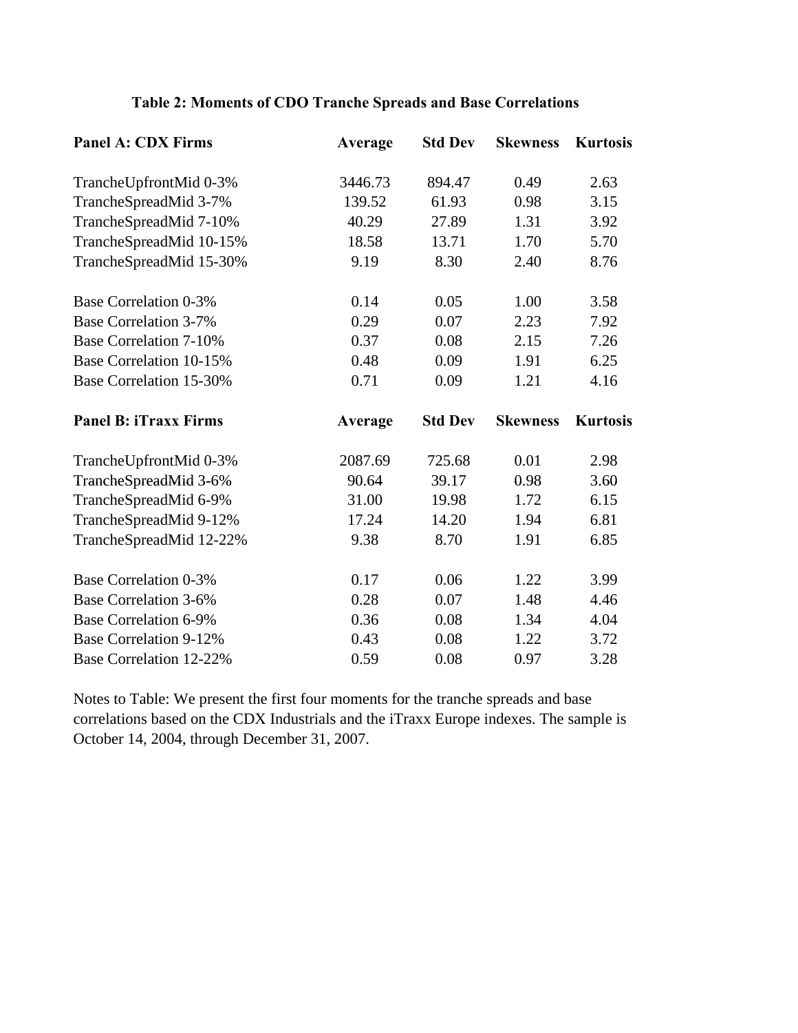# Table 2: Moments of CDO Tranche Spreads and Base Correlations

| Panel A: CDX Firms | Average | Std Dev | Skewness | Kurtosis |
|---|---|---|---|---|
| TrancheUpfrontMid 0-3% | 3446.73 | 894.47 | 0.49 | 2.63 |
| TrancheSpreadMid 3-7% | 139.52 | 61.93 | 0.98 | 3.15 |
| TrancheSpreadMid 7-10% | 40.29 | 27.89 | 1.31 | 3.92 |
| TrancheSpreadMid 10-15% | 18.58 | 13.71 | 1.70 | 5.70 |
| TrancheSpreadMid 15-30% | 9.19 | 8.30 | 2.40 | 8.76 |
| | | | | |
| Base Correlation 0-3% | 0.14 | 0.05 | 1.00 | 3.58 |
| Base Correlation 3-7% | 0.29 | 0.07 | 2.23 | 7.92 |
| Base Correlation 7-10% | 0.37 | 0.08 | 2.15 | 7.26 |
| Base Correlation 10-15% | 0.48 | 0.09 | 1.91 | 6.25 |
| Base Correlation 15-30% | 0.71 | 0.09 | 1.21 | 4.16 |

| Panel B: iTraxx Firms | Average | Std Dev | Skewness | Kurtosis |
|---|---|---|---|---|
| TrancheUpfrontMid 0-3% | 2087.69 | 725.68 | 0.01 | 2.98 |
| TrancheSpreadMid 3-6% | 90.64 | 39.17 | 0.98 | 3.60 |
| TrancheSpreadMid 6-9% | 31.00 | 19.98 | 1.72 | 6.15 |
| TrancheSpreadMid 9-12% | 17.24 | 14.20 | 1.94 | 6.81 |
| TrancheSpreadMid 12-22% | 9.38 | 8.70 | 1.91 | 6.85 |
| | | | | |
| Base Correlation 0-3% | 0.17 | 0.06 | 1.22 | 3.99 |
| Base Correlation 3-6% | 0.28 | 0.07 | 1.48 | 4.46 |
| Base Correlation 6-9% | 0.36 | 0.08 | 1.34 | 4.04 |
| Base Correlation 9-12% | 0.43 | 0.08 | 1.22 | 3.72 |
| Base Correlation 12-22% | 0.59 | 0.08 | 0.97 | 3.28 |

Notes to Table: We present the first four moments for the tranche spreads and base correlations based on the CDX Industrials and the iTraxx Europe indexes. The sample is October 14, 2004, through December 31, 2007.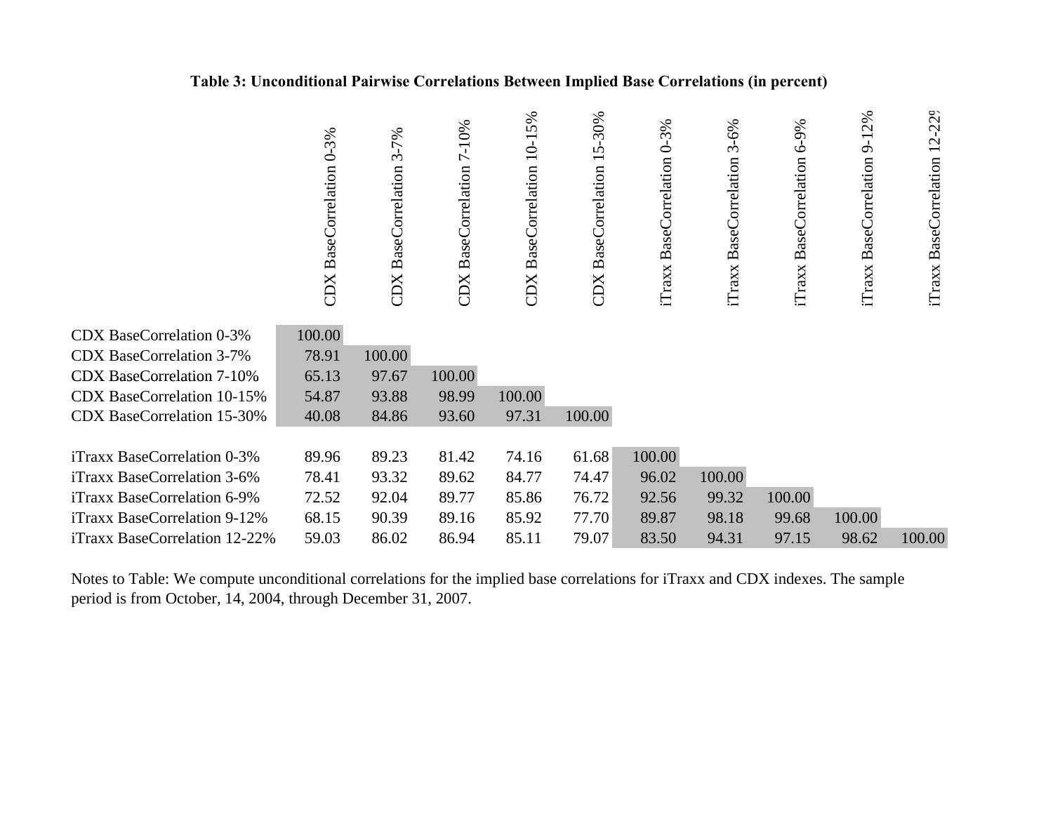**Table 3: Unconditional Pairwise Correlations Between Implied Base Correlations (in percent)**

| | CDX BaseCorrelation 0-3% | CDX BaseCorrelation 3-7% | CDX BaseCorrelation 7-10% | CDX BaseCorrelation 10-15% | CDX BaseCorrelation 15-30% | iTraxx BaseCorrelation 0-3% | iTraxx BaseCorrelation 3-6% | iTraxx BaseCorrelation 6-9% | iTraxx BaseCorrelation 9-12% | iTraxx BaseCorrelation 12-22% |
|---|---|---|---|---|---|---|---|---|---|---|
| CDX BaseCorrelation 0-3% | 100.00 | | | | | | | | | |
| CDX BaseCorrelation 3-7% | 78.91 | 100.00 | | | | | | | | |
| CDX BaseCorrelation 7-10% | 65.13 | 97.67 | 100.00 | | | | | | | |
| CDX BaseCorrelation 10-15% | 54.87 | 93.88 | 98.99 | 100.00 | | | | | | |
| CDX BaseCorrelation 15-30% | 40.08 | 84.86 | 93.60 | 97.31 | 100.00 | | | | | |
| iTraxx BaseCorrelation 0-3% | 89.96 | 89.23 | 81.42 | 74.16 | 61.68 | 100.00 | | | | |
| iTraxx BaseCorrelation 3-6% | 78.41 | 93.32 | 89.62 | 84.77 | 74.47 | 96.02 | 100.00 | | | |
| iTraxx BaseCorrelation 6-9% | 72.52 | 92.04 | 89.77 | 85.86 | 76.72 | 92.56 | 99.32 | 100.00 | | |
| iTraxx BaseCorrelation 9-12% | 68.15 | 90.39 | 89.16 | 85.92 | 77.70 | 89.87 | 98.18 | 99.68 | 100.00 | |
| iTraxx BaseCorrelation 12-22% | 59.03 | 86.02 | 86.94 | 85.11 | 79.07 | 83.50 | 94.31 | 97.15 | 98.62 | 100.00 |

Notes to Table: We compute unconditional correlations for the implied base correlations for iTraxx and CDX indexes. The sample period is from October, 14, 2004, through December 31, 2007.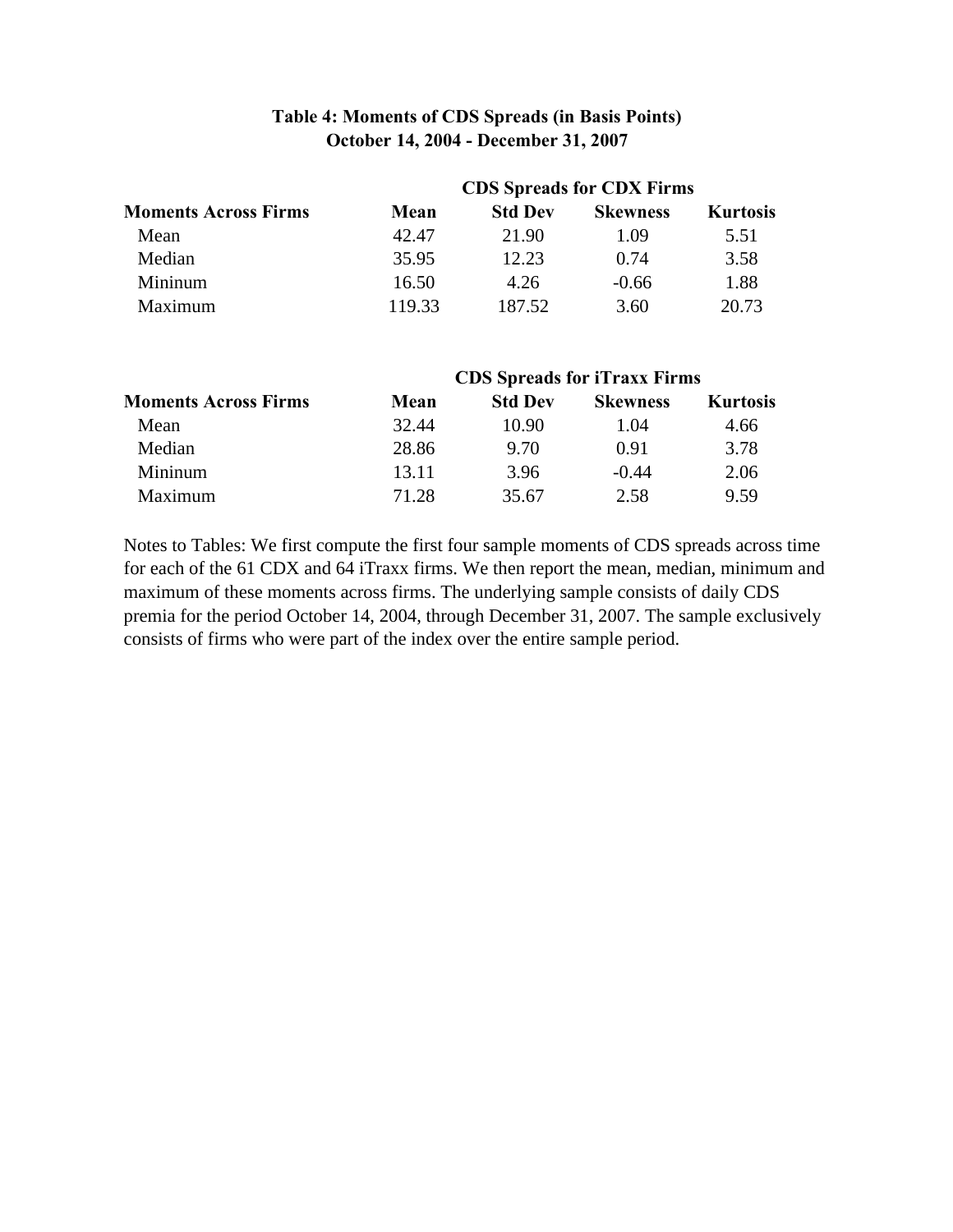**Table 4: Moments of CDS Spreads (in Basis Points)**
**October 14, 2004 - December 31, 2007**

| | CDS Spreads for CDX Firms | | | |
|---|---|---|---|---|
| **Moments Across Firms** | **Mean** | **Std Dev** | **Skewness** | **Kurtosis** |
| Mean | 42.47 | 21.90 | 1.09 | 5.51 |
| Median | 35.95 | 12.23 | 0.74 | 3.58 |
| Mininum | 16.50 | 4.26 | -0.66 | 1.88 |
| Maximum | 119.33 | 187.52 | 3.60 | 20.73 |

| | CDS Spreads for iTraxx Firms | | | |
|---|---|---|---|---|
| **Moments Across Firms** | **Mean** | **Std Dev** | **Skewness** | **Kurtosis** |
| Mean | 32.44 | 10.90 | 1.04 | 4.66 |
| Median | 28.86 | 9.70 | 0.91 | 3.78 |
| Mininum | 13.11 | 3.96 | -0.44 | 2.06 |
| Maximum | 71.28 | 35.67 | 2.58 | 9.59 |

Notes to Tables: We first compute the first four sample moments of CDS spreads across time for each of the 61 CDX and 64 iTraxx firms. We then report the mean, median, minimum and maximum of these moments across firms. The underlying sample consists of daily CDS premia for the period October 14, 2004, through December 31, 2007. The sample exclusively consists of firms who were part of the index over the entire sample period.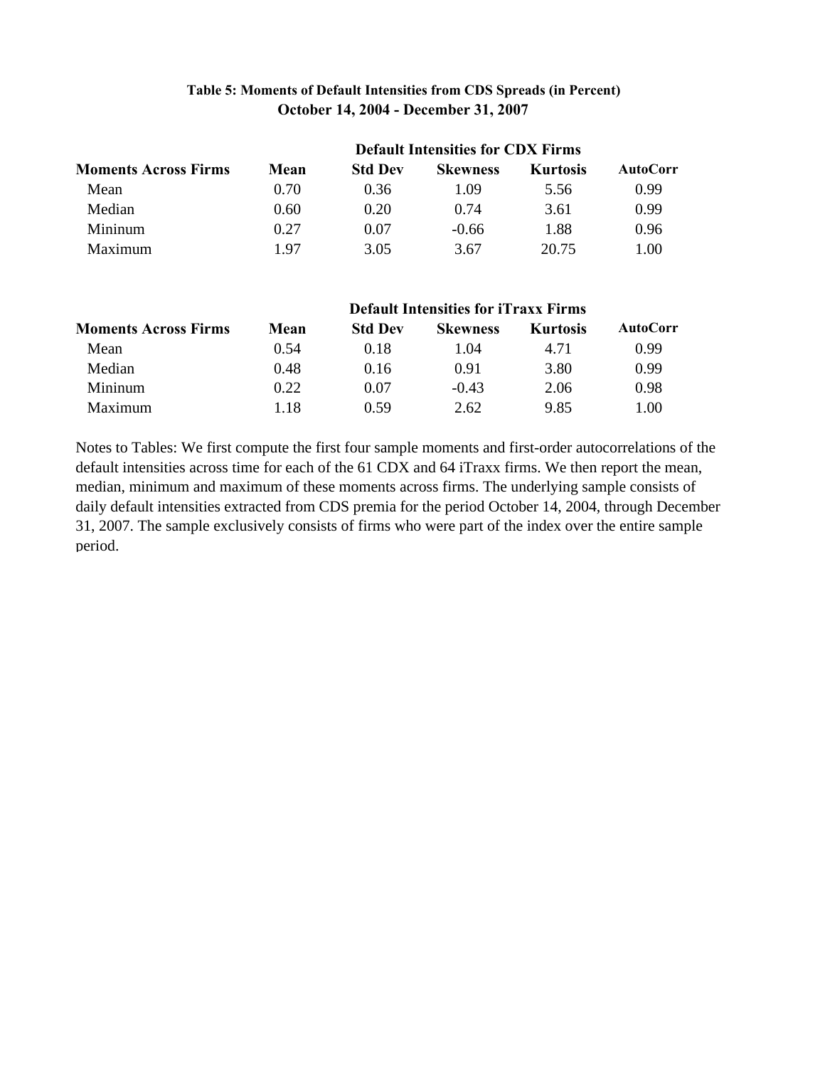**Table 5: Moments of Default Intensities from CDS Spreads (in Percent)**
**October 14, 2004 - December 31, 2007**

| | Default Intensities for CDX Firms | | | | |
|---|---|---|---|---|---|
| **Moments Across Firms** | **Mean** | **Std Dev** | **Skewness** | **Kurtosis** | **AutoCorr** |
| Mean | 0.70 | 0.36 | 1.09 | 5.56 | 0.99 |
| Median | 0.60 | 0.20 | 0.74 | 3.61 | 0.99 |
| Mininum | 0.27 | 0.07 | -0.66 | 1.88 | 0.96 |
| Maximum | 1.97 | 3.05 | 3.67 | 20.75 | 1.00 |

| | Default Intensities for iTraxx Firms | | | | |
|---|---|---|---|---|---|
| **Moments Across Firms** | **Mean** | **Std Dev** | **Skewness** | **Kurtosis** | **AutoCorr** |
| Mean | 0.54 | 0.18 | 1.04 | 4.71 | 0.99 |
| Median | 0.48 | 0.16 | 0.91 | 3.80 | 0.99 |
| Mininum | 0.22 | 0.07 | -0.43 | 2.06 | 0.98 |
| Maximum | 1.18 | 0.59 | 2.62 | 9.85 | 1.00 |

Notes to Tables: We first compute the first four sample moments and first-order autocorrelations of the default intensities across time for each of the 61 CDX and 64 iTraxx firms. We then report the mean, median, minimum and maximum of these moments across firms. The underlying sample consists of daily default intensities extracted from CDS premia for the period October 14, 2004, through December 31, 2007. The sample exclusively consists of firms who were part of the index over the entire sample period.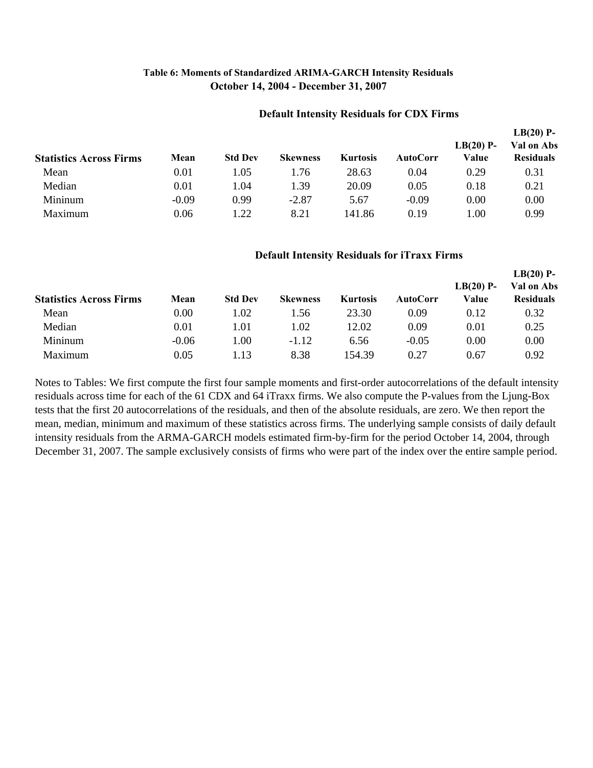**Table 6: Moments of Standardized ARIMA-GARCH Intensity Residuals**
**October 14, 2004 - December 31, 2007**

**Default Intensity Residuals for CDX Firms**

| Statistics Across Firms | Mean | Std Dev | Skewness | Kurtosis | AutoCorr | LB(20) P-Value | LB(20) P-Val on Abs Residuals |
|---|---|---|---|---|---|---|---|
| Mean | 0.01 | 1.05 | 1.76 | 28.63 | 0.04 | 0.29 | 0.31 |
| Median | 0.01 | 1.04 | 1.39 | 20.09 | 0.05 | 0.18 | 0.21 |
| Mininum | -0.09 | 0.99 | -2.87 | 5.67 | -0.09 | 0.00 | 0.00 |
| Maximum | 0.06 | 1.22 | 8.21 | 141.86 | 0.19 | 1.00 | 0.99 |

**Default Intensity Residuals for iTraxx Firms**

| Statistics Across Firms | Mean | Std Dev | Skewness | Kurtosis | AutoCorr | LB(20) P-Value | LB(20) P-Val on Abs Residuals |
|---|---|---|---|---|---|---|---|
| Mean | 0.00 | 1.02 | 1.56 | 23.30 | 0.09 | 0.12 | 0.32 |
| Median | 0.01 | 1.01 | 1.02 | 12.02 | 0.09 | 0.01 | 0.25 |
| Mininum | -0.06 | 1.00 | -1.12 | 6.56 | -0.05 | 0.00 | 0.00 |
| Maximum | 0.05 | 1.13 | 8.38 | 154.39 | 0.27 | 0.67 | 0.92 |

Notes to Tables: We first compute the first four sample moments and first-order autocorrelations of the default intensity residuals across time for each of the 61 CDX and 64 iTraxx firms. We also compute the P-values from the Ljung-Box tests that the first 20 autocorrelations of the residuals, and then of the absolute residuals, are zero. We then report the mean, median, minimum and maximum of these statistics across firms. The underlying sample consists of daily default intensity residuals from the ARMA-GARCH models estimated firm-by-firm for the period October 14, 2004, through December 31, 2007. The sample exclusively consists of firms who were part of the index over the entire sample period.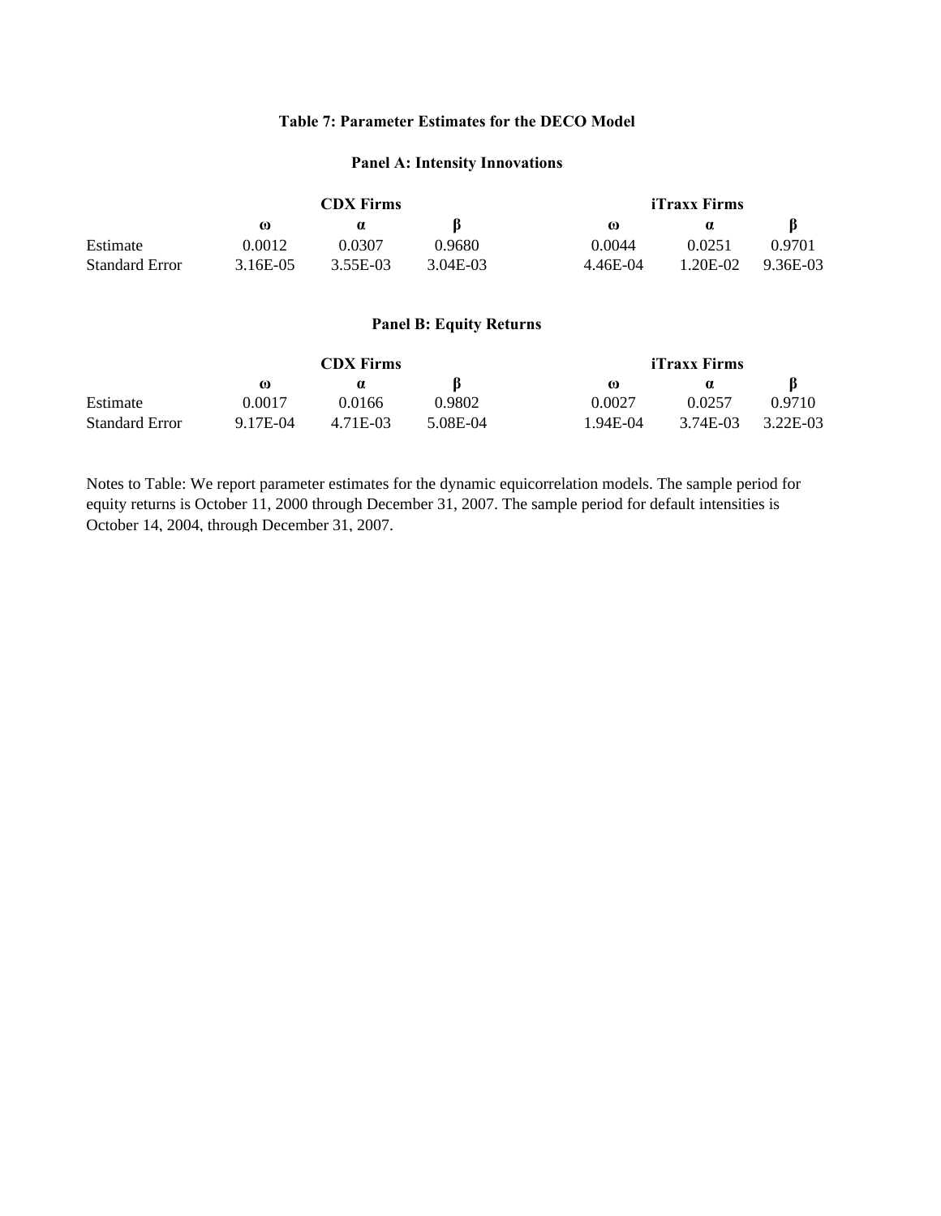### Table 7: Parameter Estimates for the DECO Model

#### Panel A: Intensity Innovations

| | CDX Firms | | | iTraxx Firms | | |
|---|---|---|---|---|---|---|
| | ω | α | β | ω | α | β |
| Estimate | 0.0012 | 0.0307 | 0.9680 | 0.0044 | 0.0251 | 0.9701 |
| Standard Error | 3.16E-05 | 3.55E-03 | 3.04E-03 | 4.46E-04 | 1.20E-02 | 9.36E-03 |

#### Panel B: Equity Returns

| | CDX Firms | | | iTraxx Firms | | |
|---|---|---|---|---|---|---|
| | ω | α | β | ω | α | β |
| Estimate | 0.0017 | 0.0166 | 0.9802 | 0.0027 | 0.0257 | 0.9710 |
| Standard Error | 9.17E-04 | 4.71E-03 | 5.08E-04 | 1.94E-04 | 3.74E-03 | 3.22E-03 |

Notes to Table: We report parameter estimates for the dynamic equicorrelation models. The sample period for equity returns is October 11, 2000 through December 31, 2007. The sample period for default intensities is October 14, 2004, through December 31, 2007.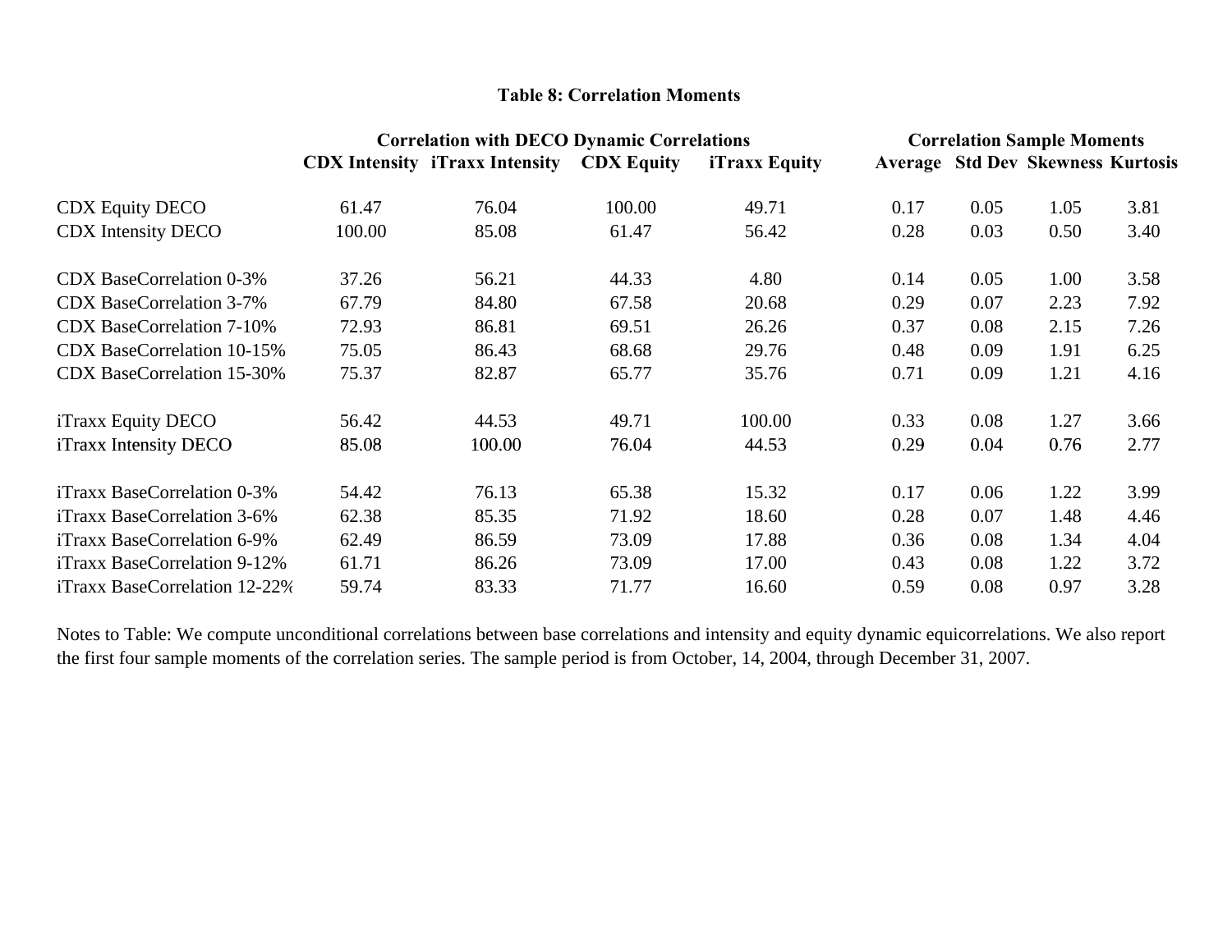**Table 8: Correlation Moments**

| | Correlation with DECO Dynamic Correlations | | | | Correlation Sample Moments | | | |
|---|---|---|---|---|---|---|---|---|
| | CDX Intensity | iTraxx Intensity | CDX Equity | iTraxx Equity | Average | Std Dev | Skewness | Kurtosis |
| CDX Equity DECO | 61.47 | 76.04 | 100.00 | 49.71 | 0.17 | 0.05 | 1.05 | 3.81 |
| CDX Intensity DECO | 100.00 | 85.08 | 61.47 | 56.42 | 0.28 | 0.03 | 0.50 | 3.40 |
| CDX BaseCorrelation 0-3% | 37.26 | 56.21 | 44.33 | 4.80 | 0.14 | 0.05 | 1.00 | 3.58 |
| CDX BaseCorrelation 3-7% | 67.79 | 84.80 | 67.58 | 20.68 | 0.29 | 0.07 | 2.23 | 7.92 |
| CDX BaseCorrelation 7-10% | 72.93 | 86.81 | 69.51 | 26.26 | 0.37 | 0.08 | 2.15 | 7.26 |
| CDX BaseCorrelation 10-15% | 75.05 | 86.43 | 68.68 | 29.76 | 0.48 | 0.09 | 1.91 | 6.25 |
| CDX BaseCorrelation 15-30% | 75.37 | 82.87 | 65.77 | 35.76 | 0.71 | 0.09 | 1.21 | 4.16 |
| iTraxx Equity DECO | 56.42 | 44.53 | 49.71 | 100.00 | 0.33 | 0.08 | 1.27 | 3.66 |
| iTraxx Intensity DECO | 85.08 | 100.00 | 76.04 | 44.53 | 0.29 | 0.04 | 0.76 | 2.77 |
| iTraxx BaseCorrelation 0-3% | 54.42 | 76.13 | 65.38 | 15.32 | 0.17 | 0.06 | 1.22 | 3.99 |
| iTraxx BaseCorrelation 3-6% | 62.38 | 85.35 | 71.92 | 18.60 | 0.28 | 0.07 | 1.48 | 4.46 |
| iTraxx BaseCorrelation 6-9% | 62.49 | 86.59 | 73.09 | 17.88 | 0.36 | 0.08 | 1.34 | 4.04 |
| iTraxx BaseCorrelation 9-12% | 61.71 | 86.26 | 73.09 | 17.00 | 0.43 | 0.08 | 1.22 | 3.72 |
| iTraxx BaseCorrelation 12-22% | 59.74 | 83.33 | 71.77 | 16.60 | 0.59 | 0.08 | 0.97 | 3.28 |

Notes to Table: We compute unconditional correlations between base correlations and intensity and equity dynamic equicorrelations. We also report the first four sample moments of the correlation series. The sample period is from October, 14, 2004, through December 31, 2007.